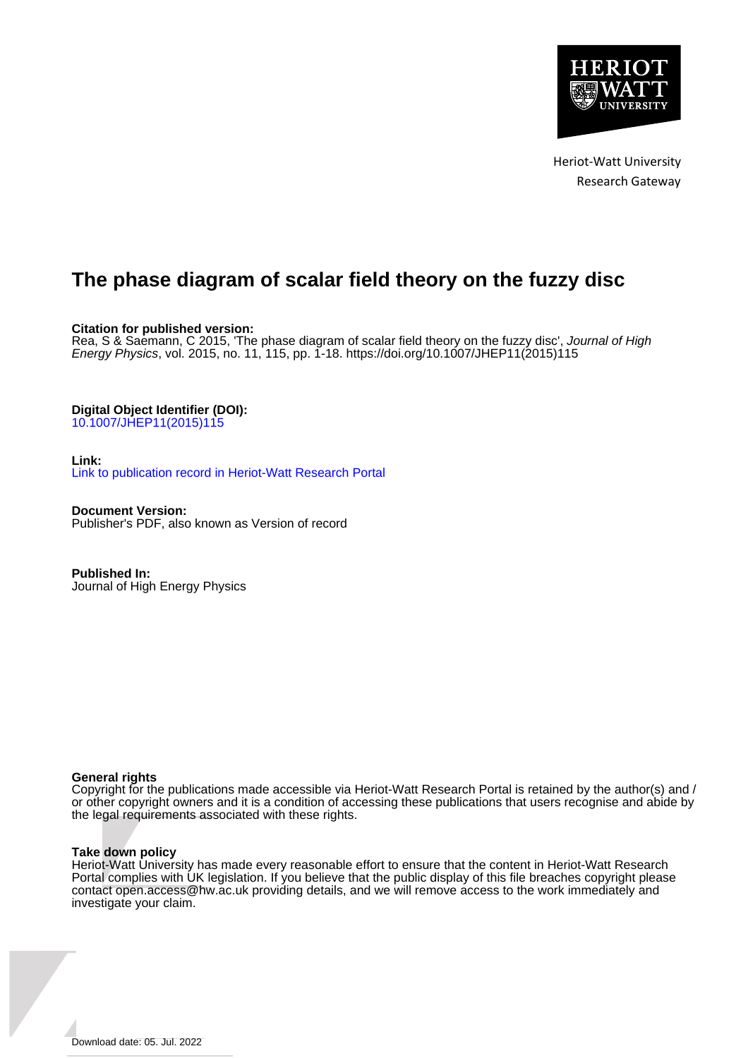Heriot-Watt University
Research Gateway

# The phase diagram of scalar field theory on the fuzzy disc

**Citation for published version:**
Rea, S & Saemann, C 2015, 'The phase diagram of scalar field theory on the fuzzy disc', *Journal of High Energy Physics*, vol. 2015, no. 11, 115, pp. 1-18. https://doi.org/10.1007/JHEP11(2015)115

**Digital Object Identifier (DOI):**
10.1007/JHEP11(2015)115

**Link:**
Link to publication record in Heriot-Watt Research Portal

**Document Version:**
Publisher's PDF, also known as Version of record

**Published In:**
Journal of High Energy Physics

**General rights**
Copyright for the publications made accessible via Heriot-Watt Research Portal is retained by the author(s) and / or other copyright owners and it is a condition of accessing these publications that users recognise and abide by the legal requirements associated with these rights.

**Take down policy**
Heriot-Watt University has made every reasonable effort to ensure that the content in Heriot-Watt Research Portal complies with UK legislation. If you believe that the public display of this file breaches copyright please contact open.access@hw.ac.uk providing details, and we will remove access to the work immediately and investigate your claim.

Download date: 05. Jul. 2022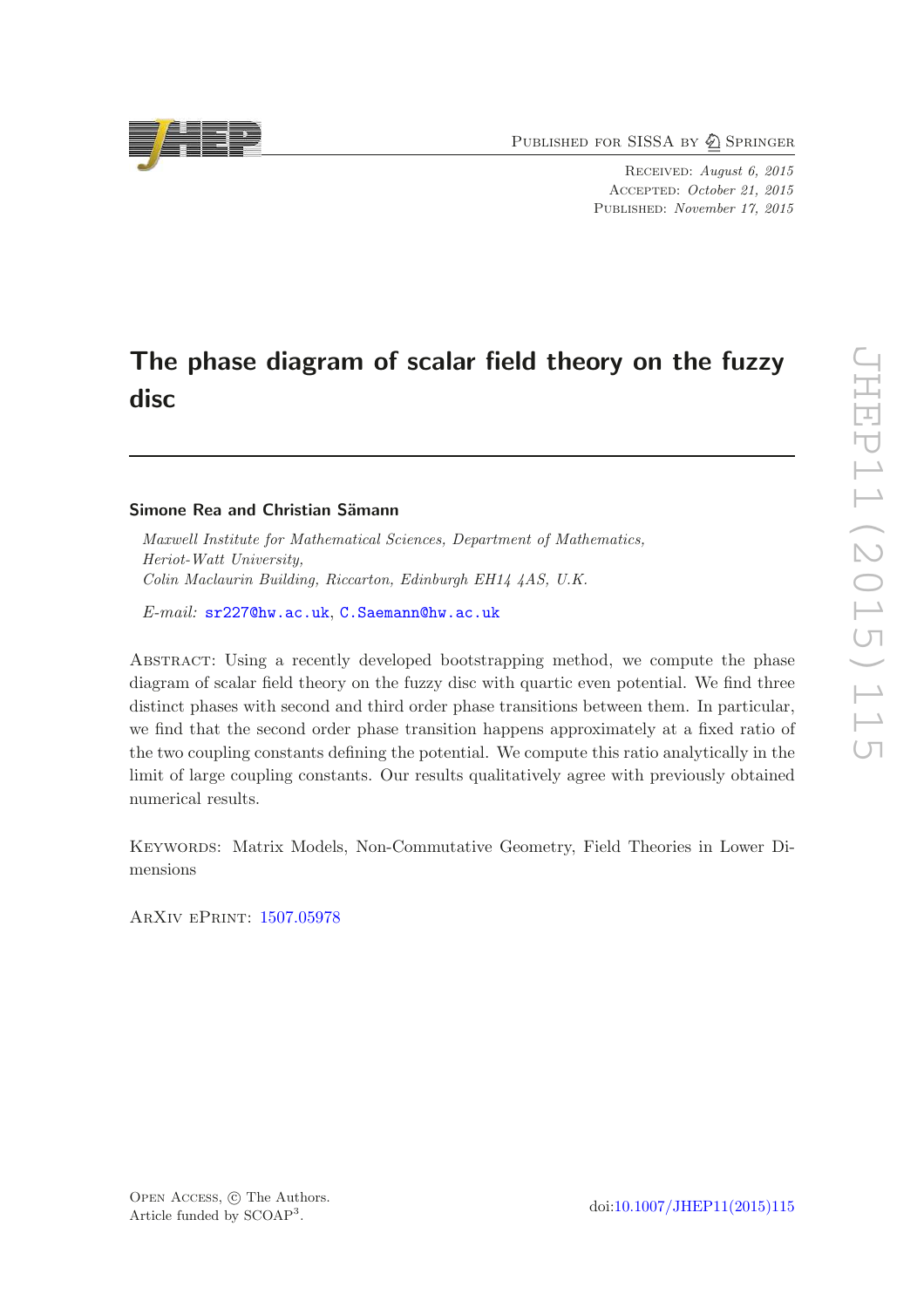# The phase diagram of scalar field theory on the fuzzy disc

**Simone Rea and Christian Sämann**

*Maxwell Institute for Mathematical Sciences, Department of Mathematics,*
*Heriot-Watt University,*
*Colin Maclaurin Building, Riccarton, Edinburgh EH14 4AS, U.K.*

*E-mail:* sr227@hw.ac.uk, C.Saemann@hw.ac.uk

Abstract: Using a recently developed bootstrapping method, we compute the phase diagram of scalar field theory on the fuzzy disc with quartic even potential. We find three distinct phases with second and third order phase transitions between them. In particular, we find that the second order phase transition happens approximately at a fixed ratio of the two coupling constants defining the potential. We compute this ratio analytically in the limit of large coupling constants. Our results qualitatively agree with previously obtained numerical results.

Keywords: Matrix Models, Non-Commutative Geometry, Field Theories in Lower Dimensions

ArXiv ePrint: 1507.05978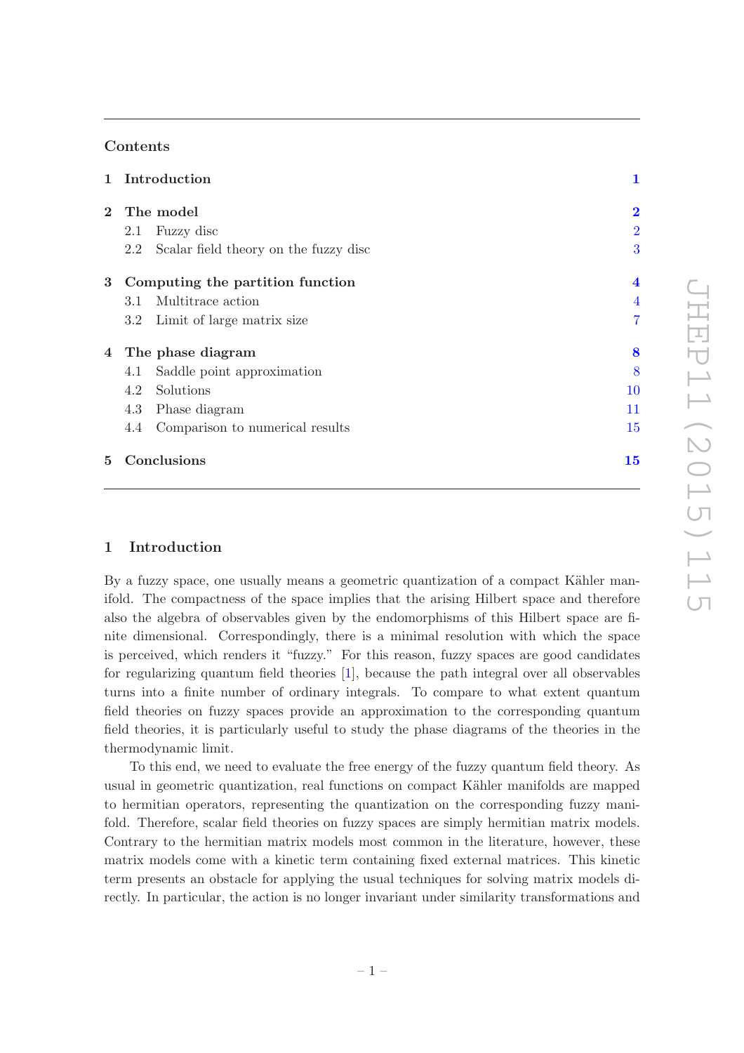## Contents

| | |
|---|---|
| **1 Introduction** | **1** |
| **2 The model** | **2** |
| 2.1 Fuzzy disc | 2 |
| 2.2 Scalar field theory on the fuzzy disc | 3 |
| **3 Computing the partition function** | **4** |
| 3.1 Multitrace action | 4 |
| 3.2 Limit of large matrix size | 7 |
| **4 The phase diagram** | **8** |
| 4.1 Saddle point approximation | 8 |
| 4.2 Solutions | 10 |
| 4.3 Phase diagram | 11 |
| 4.4 Comparison to numerical results | 15 |
| **5 Conclusions** | **15** |

## 1 Introduction

By a fuzzy space, one usually means a geometric quantization of a compact Kähler manifold. The compactness of the space implies that the arising Hilbert space and therefore also the algebra of observables given by the endomorphisms of this Hilbert space are finite dimensional. Correspondingly, there is a minimal resolution with which the space is perceived, which renders it "fuzzy." For this reason, fuzzy spaces are good candidates for regularizing quantum field theories [1], because the path integral over all observables turns into a finite number of ordinary integrals. To compare to what extent quantum field theories on fuzzy spaces provide an approximation to the corresponding quantum field theories, it is particularly useful to study the phase diagrams of the theories in the thermodynamic limit.

To this end, we need to evaluate the free energy of the fuzzy quantum field theory. As usual in geometric quantization, real functions on compact Kähler manifolds are mapped to hermitian operators, representing the quantization on the corresponding fuzzy manifold. Therefore, scalar field theories on fuzzy spaces are simply hermitian matrix models. Contrary to the hermitian matrix models most common in the literature, however, these matrix models come with a kinetic term containing fixed external matrices. This kinetic term presents an obstacle for applying the usual techniques for solving matrix models directly. In particular, the action is no longer invariant under similarity transformations and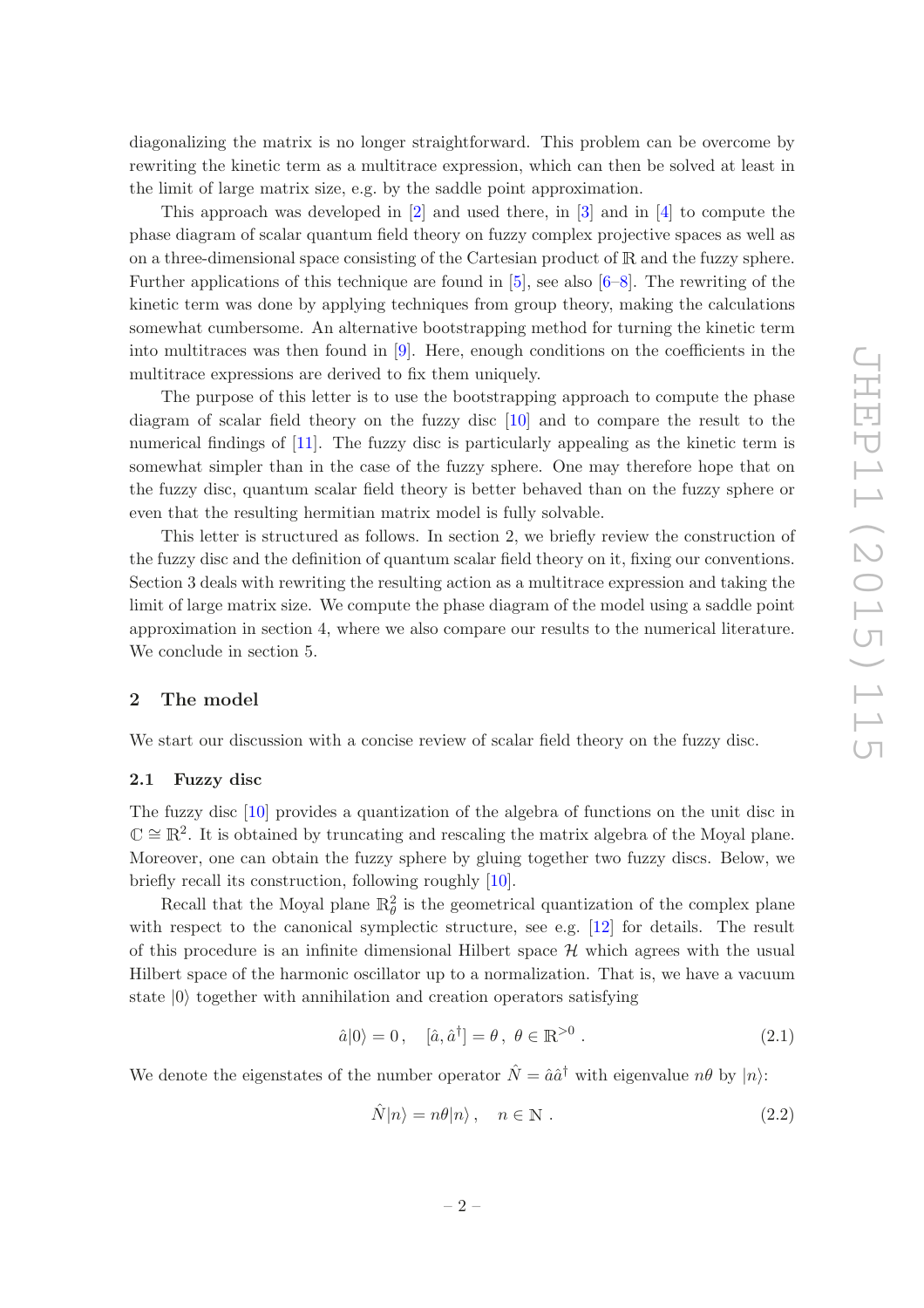diagonalizing the matrix is no longer straightforward. This problem can be overcome by rewriting the kinetic term as a multitrace expression, which can then be solved at least in the limit of large matrix size, e.g. by the saddle point approximation.

This approach was developed in [2] and used there, in [3] and in [4] to compute the phase diagram of scalar quantum field theory on fuzzy complex projective spaces as well as on a three-dimensional space consisting of the Cartesian product of $\mathbb{R}$ and the fuzzy sphere. Further applications of this technique are found in [5], see also [6–8]. The rewriting of the kinetic term was done by applying techniques from group theory, making the calculations somewhat cumbersome. An alternative bootstrapping method for turning the kinetic term into multitraces was then found in [9]. Here, enough conditions on the coefficients in the multitrace expressions are derived to fix them uniquely.

The purpose of this letter is to use the bootstrapping approach to compute the phase diagram of scalar field theory on the fuzzy disc [10] and to compare the result to the numerical findings of [11]. The fuzzy disc is particularly appealing as the kinetic term is somewhat simpler than in the case of the fuzzy sphere. One may therefore hope that on the fuzzy disc, quantum scalar field theory is better behaved than on the fuzzy sphere or even that the resulting hermitian matrix model is fully solvable.

This letter is structured as follows. In section 2, we briefly review the construction of the fuzzy disc and the definition of quantum scalar field theory on it, fixing our conventions. Section 3 deals with rewriting the resulting action as a multitrace expression and taking the limit of large matrix size. We compute the phase diagram of the model using a saddle point approximation in section 4, where we also compare our results to the numerical literature. We conclude in section 5.

## 2 The model

We start our discussion with a concise review of scalar field theory on the fuzzy disc.

### 2.1 Fuzzy disc

The fuzzy disc [10] provides a quantization of the algebra of functions on the unit disc in $\mathbb{C} \cong \mathbb{R}^2$. It is obtained by truncating and rescaling the matrix algebra of the Moyal plane. Moreover, one can obtain the fuzzy sphere by gluing together two fuzzy discs. Below, we briefly recall its construction, following roughly [10].

Recall that the Moyal plane $\mathbb{R}^2_\theta$ is the geometrical quantization of the complex plane with respect to the canonical symplectic structure, see e.g. [12] for details. The result of this procedure is an infinite dimensional Hilbert space $\mathcal{H}$ which agrees with the usual Hilbert space of the harmonic oscillator up to a normalization. That is, we have a vacuum state $|0\rangle$ together with annihilation and creation operators satisfying

$$\hat{a}|0\rangle = 0\,, \quad [\hat{a}, \hat{a}^\dagger] = \theta\,,\ \theta \in \mathbb{R}^{>0}\,. \tag{2.1}$$

We denote the eigenstates of the number operator $\hat{N} = \hat{a}\hat{a}^\dagger$ with eigenvalue $n\theta$ by $|n\rangle$:

$$\hat{N}|n\rangle = n\theta|n\rangle\,, \quad n \in \mathbb{N}\,. \tag{2.2}$$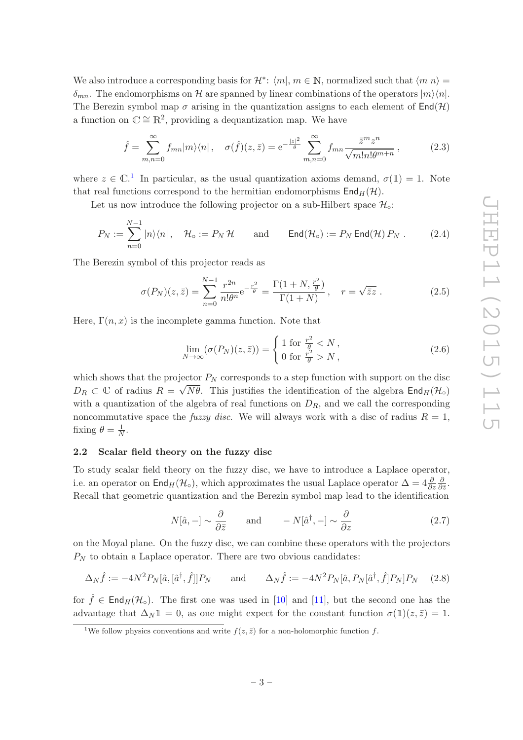We also introduce a corresponding basis for $\mathcal{H}^*$: $\langle m|$, $m \in \mathbb{N}$, normalized such that $\langle m|n\rangle = \delta_{mn}$. The endomorphisms on $\mathcal{H}$ are spanned by linear combinations of the operators $|m\rangle\langle n|$. The Berezin symbol map $\sigma$ arising in the quantization assigns to each element of $\mathsf{End}(\mathcal{H})$ a function on $\mathbb{C} \cong \mathbb{R}^2$, providing a dequantization map. We have

$$\hat{f} = \sum_{m,n=0}^{\infty} f_{mn}|m\rangle\langle n| \,, \quad \sigma(\hat{f})(z,\bar{z}) = \mathrm{e}^{-\frac{|z|^2}{\theta}} \sum_{m,n=0}^{\infty} f_{mn} \frac{\bar{z}^m z^n}{\sqrt{m!n!\theta^{m+n}}} \,, \tag{2.3}$$

where $z \in \mathbb{C}$.[1] In particular, as the usual quantization axioms demand, $\sigma(\mathbb{1}) = 1$. Note that real functions correspond to the hermitian endomorphisms $\mathsf{End}_H(\mathcal{H})$.

Let us now introduce the following projector on a sub-Hilbert space $\mathcal{H}_\circ$:

$$P_N := \sum_{n=0}^{N-1} |n\rangle\langle n| \,, \quad \mathcal{H}_\circ := P_N\,\mathcal{H} \qquad \text{and} \qquad \mathsf{End}(\mathcal{H}_\circ) := P_N\,\mathsf{End}(\mathcal{H})\,P_N \,. \tag{2.4}$$

The Berezin symbol of this projector reads as

$$\sigma(P_N)(z,\bar{z}) = \sum_{n=0}^{N-1} \frac{r^{2n}}{n!\theta^n} \mathrm{e}^{-\frac{r^2}{\theta}} = \frac{\Gamma(1+N,\frac{r^2}{\theta})}{\Gamma(1+N)} \,, \quad r = \sqrt{\bar{z}z} \,. \tag{2.5}$$

Here, $\Gamma(n,x)$ is the incomplete gamma function. Note that

$$\lim_{N\to\infty} (\sigma(P_N)(z,\bar{z})) = \begin{cases} 1 \text{ for } \frac{r^2}{\theta} < N \,, \\ 0 \text{ for } \frac{r^2}{\theta} > N \,, \end{cases} \tag{2.6}$$

which shows that the projector $P_N$ corresponds to a step function with support on the disc $D_R \subset \mathbb{C}$ of radius $R = \sqrt{N\theta}$. This justifies the identification of the algebra $\mathsf{End}_H(\mathcal{H}_\circ)$ with a quantization of the algebra of real functions on $D_R$, and we call the corresponding noncommutative space the *fuzzy disc*. We will always work with a disc of radius $R = 1$, fixing $\theta = \frac{1}{N}$.

### 2.2 Scalar field theory on the fuzzy disc

To study scalar field theory on the fuzzy disc, we have to introduce a Laplace operator, i.e. an operator on $\mathsf{End}_H(\mathcal{H}_\circ)$, which approximates the usual Laplace operator $\Delta = 4\frac{\partial}{\partial z}\frac{\partial}{\partial \bar{z}}$. Recall that geometric quantization and the Berezin symbol map lead to the identification

$$N[\hat{a}, -] \sim \frac{\partial}{\partial \bar{z}} \qquad \text{and} \qquad -N[\hat{a}^\dagger, -] \sim \frac{\partial}{\partial z} \tag{2.7}$$

on the Moyal plane. On the fuzzy disc, we can combine these operators with the projectors $P_N$ to obtain a Laplace operator. There are two obvious candidates:

$$\Delta_N \hat{f} := -4N^2 P_N[\hat{a}, [\hat{a}^\dagger, \hat{f}]]P_N \qquad \text{and} \qquad \Delta_N \hat{f} := -4N^2 P_N[\hat{a}, P_N[\hat{a}^\dagger, \hat{f}]P_N]P_N \tag{2.8}$$

for $\hat{f} \in \mathsf{End}_H(\mathcal{H}_\circ)$. The first one was used in [10] and [11], but the second one has the advantage that $\Delta_N \mathbb{1} = 0$, as one might expect for the constant function $\sigma(\mathbb{1})(z,\bar{z}) = 1$.

---

[1] We follow physics conventions and write $f(z,\bar{z})$ for a non-holomorphic function $f$.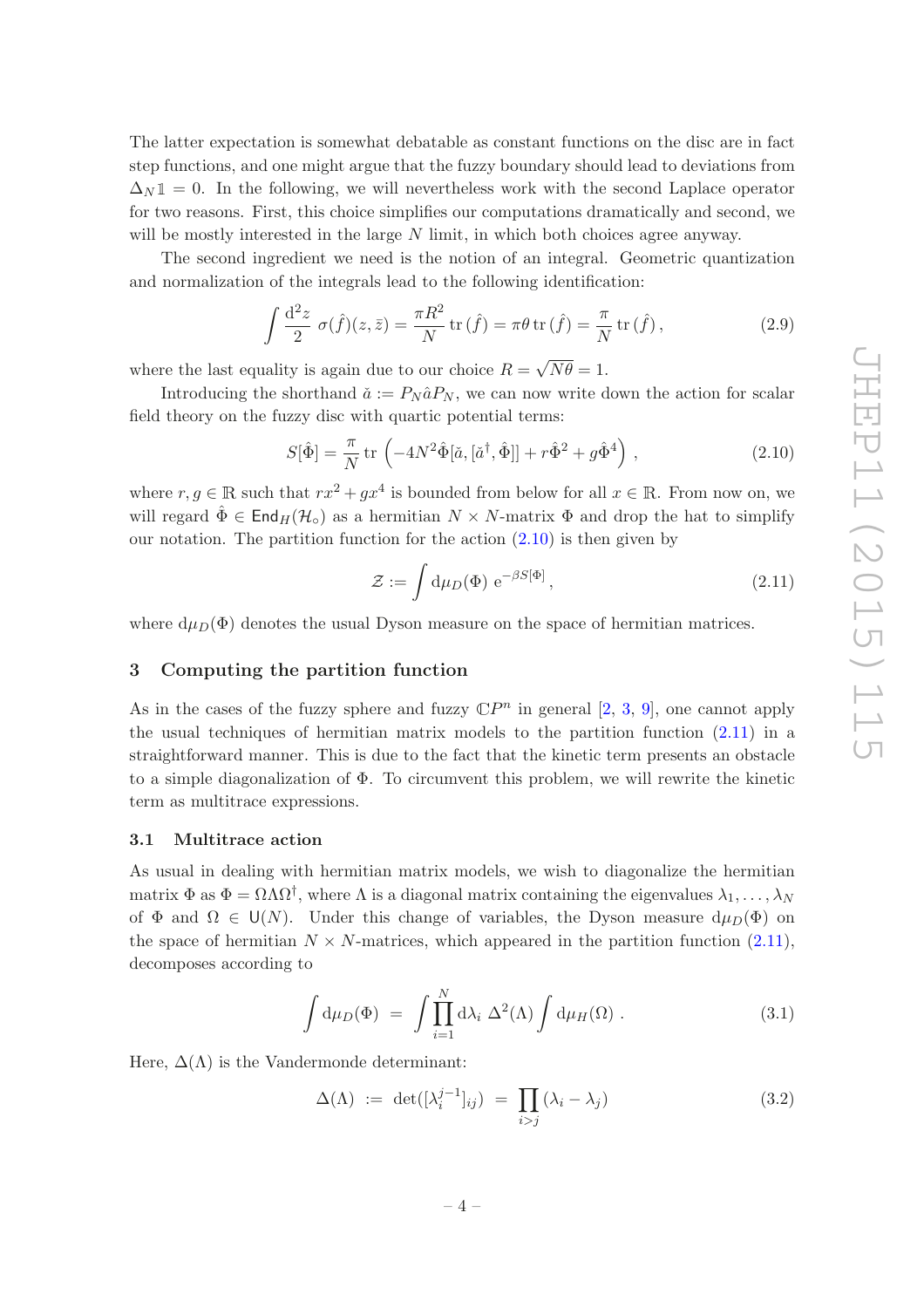The latter expectation is somewhat debatable as constant functions on the disc are in fact step functions, and one might argue that the fuzzy boundary should lead to deviations from $\Delta_N \mathbb{1} = 0$. In the following, we will nevertheless work with the second Laplace operator for two reasons. First, this choice simplifies our computations dramatically and second, we will be mostly interested in the large $N$ limit, in which both choices agree anyway.

The second ingredient we need is the notion of an integral. Geometric quantization and normalization of the integrals lead to the following identification:

$$\int \frac{\mathrm{d}^2 z}{2}\ \sigma(\hat{f})(z,\bar{z}) = \frac{\pi R^2}{N}\,\mathrm{tr}\,(\hat{f}) = \pi\theta\,\mathrm{tr}\,(\hat{f}) = \frac{\pi}{N}\,\mathrm{tr}\,(\hat{f})\,, \tag{2.9}$$

where the last equality is again due to our choice $R = \sqrt{N\theta} = 1$.

Introducing the shorthand $\check{a} := P_N \hat{a} P_N$, we can now write down the action for scalar field theory on the fuzzy disc with quartic potential terms:

$$S[\hat{\Phi}] = \frac{\pi}{N}\,\mathrm{tr}\,\left(-4N^2\hat{\Phi}[\check{a},[\check{a}^\dagger,\hat{\Phi}]] + r\hat{\Phi}^2 + g\hat{\Phi}^4\right)\,, \tag{2.10}$$

where $r, g \in \mathbb{R}$ such that $rx^2 + gx^4$ is bounded from below for all $x \in \mathbb{R}$. From now on, we will regard $\hat{\Phi} \in \mathsf{End}_H(\mathcal{H}_\circ)$ as a hermitian $N \times N$-matrix $\Phi$ and drop the hat to simplify our notation. The partition function for the action (2.10) is then given by

$$\mathcal{Z} := \int \mathrm{d}\mu_D(\Phi)\ \mathrm{e}^{-\beta S[\Phi]}\,, \tag{2.11}$$

where $\mathrm{d}\mu_D(\Phi)$ denotes the usual Dyson measure on the space of hermitian matrices.

## 3 Computing the partition function

As in the cases of the fuzzy sphere and fuzzy $\mathbb{C}P^n$ in general [2, 3, 9], one cannot apply the usual techniques of hermitian matrix models to the partition function (2.11) in a straightforward manner. This is due to the fact that the kinetic term presents an obstacle to a simple diagonalization of $\Phi$. To circumvent this problem, we will rewrite the kinetic term as multitrace expressions.

### 3.1 Multitrace action

As usual in dealing with hermitian matrix models, we wish to diagonalize the hermitian matrix $\Phi$ as $\Phi = \Omega\Lambda\Omega^\dagger$, where $\Lambda$ is a diagonal matrix containing the eigenvalues $\lambda_1, \ldots, \lambda_N$ of $\Phi$ and $\Omega \in \mathsf{U}(N)$. Under this change of variables, the Dyson measure $\mathrm{d}\mu_D(\Phi)$ on the space of hermitian $N \times N$-matrices, which appeared in the partition function (2.11), decomposes according to

$$\int \mathrm{d}\mu_D(\Phi) \ = \ \int \prod_{i=1}^{N} \mathrm{d}\lambda_i\ \Delta^2(\Lambda) \int \mathrm{d}\mu_H(\Omega)\ . \tag{3.1}$$

Here, $\Delta(\Lambda)$ is the Vandermonde determinant:

$$\Delta(\Lambda) \ := \ \det([\lambda_i^{j-1}]_{ij}) \ = \ \prod_{i>j}(\lambda_i - \lambda_j) \tag{3.2}$$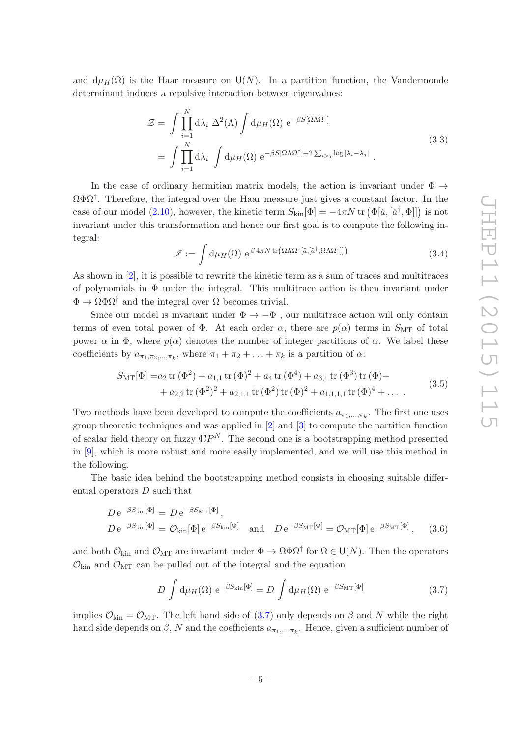and $\mathrm{d}\mu_H(\Omega)$ is the Haar measure on $\mathsf{U}(N)$. In a partition function, the Vandermonde determinant induces a repulsive interaction between eigenvalues:

$$
\begin{aligned}
\mathcal{Z} &= \int \prod_{i=1}^{N} \mathrm{d}\lambda_i \; \Delta^2(\Lambda) \int \mathrm{d}\mu_H(\Omega)\; \mathrm{e}^{-\beta S[\Omega\Lambda\Omega^\dagger]} \\
&= \int \prod_{i=1}^{N} \mathrm{d}\lambda_i \; \int \mathrm{d}\mu_H(\Omega)\; \mathrm{e}^{-\beta S[\Omega\Lambda\Omega^\dagger]+2\sum_{i>j}\log|\lambda_i-\lambda_j|}\;.
\end{aligned}
\tag{3.3}
$$

In the case of ordinary hermitian matrix models, the action is invariant under $\Phi \to \Omega\Phi\Omega^\dagger$. Therefore, the integral over the Haar measure just gives a constant factor. In the case of our model (2.10), however, the kinetic term $S_{\text{kin}}[\Phi] = -4\pi N\,\mathrm{tr}\left(\Phi[\check{a},[\check{a}^\dagger,\Phi]]\right)$ is not invariant under this transformation and hence our first goal is to compute the following integral:

$$
\mathscr{I} := \int \mathrm{d}\mu_H(\Omega)\; \mathrm{e}^{\beta\, 4\pi N\,\mathrm{tr}\left(\Omega\Lambda\Omega^\dagger[\check{a},[\check{a}^\dagger,\Omega\Lambda\Omega^\dagger]]\right)} \tag{3.4}
$$

As shown in [2], it is possible to rewrite the kinetic term as a sum of traces and multitraces of polynomials in $\Phi$ under the integral. This multitrace action is then invariant under $\Phi \to \Omega\Phi\Omega^\dagger$ and the integral over $\Omega$ becomes trivial.

Since our model is invariant under $\Phi \to -\Phi$ , our multitrace action will only contain terms of even total power of $\Phi$. At each order $\alpha$, there are $p(\alpha)$ terms in $S_{\text{MT}}$ of total power $\alpha$ in $\Phi$, where $p(\alpha)$ denotes the number of integer partitions of $\alpha$. We label these coefficients by $a_{\pi_1,\pi_2,\dots,\pi_k}$, where $\pi_1+\pi_2+\ldots+\pi_k$ is a partition of $\alpha$:

$$
\begin{aligned}
S_{\text{MT}}[\Phi] =& a_2\,\mathrm{tr}\,(\Phi^2) + a_{1,1}\,\mathrm{tr}\,(\Phi)^2 + a_4\,\mathrm{tr}\,(\Phi^4) + a_{3,1}\,\mathrm{tr}\,(\Phi^3)\,\mathrm{tr}\,(\Phi) + \\
&+ a_{2,2}\,\mathrm{tr}\,(\Phi^2)^2 + a_{2,1,1}\,\mathrm{tr}\,(\Phi^2)\,\mathrm{tr}\,(\Phi)^2 + a_{1,1,1,1}\,\mathrm{tr}\,(\Phi)^4 + \ldots\;.
\end{aligned}
\tag{3.5}
$$

Two methods have been developed to compute the coefficients $a_{\pi_1,\dots,\pi_k}$. The first one uses group theoretic techniques and was applied in [2] and [3] to compute the partition function of scalar field theory on fuzzy $\mathbb{C}P^N$. The second one is a bootstrapping method presented in [9], which is more robust and more easily implemented, and we will use this method in the following.

The basic idea behind the bootstrapping method consists in choosing suitable differential operators $D$ such that

$$
\begin{aligned}
&D\,\mathrm{e}^{-\beta S_{\text{kin}}[\Phi]} = D\,\mathrm{e}^{-\beta S_{\text{MT}}[\Phi]}\,, \\
&D\,\mathrm{e}^{-\beta S_{\text{kin}}[\Phi]} = \mathcal{O}_{\text{kin}}[\Phi]\,\mathrm{e}^{-\beta S_{\text{kin}}[\Phi]} \quad \text{and} \quad D\,\mathrm{e}^{-\beta S_{\text{MT}}[\Phi]} = \mathcal{O}_{\text{MT}}[\Phi]\,\mathrm{e}^{-\beta S_{\text{MT}}[\Phi]}\,,
\end{aligned}
\tag{3.6}
$$

and both $\mathcal{O}_{\text{kin}}$ and $\mathcal{O}_{\text{MT}}$ are invariant under $\Phi \to \Omega\Phi\Omega^\dagger$ for $\Omega \in \mathsf{U}(N)$. Then the operators $\mathcal{O}_{\text{kin}}$ and $\mathcal{O}_{\text{MT}}$ can be pulled out of the integral and the equation

$$
D\int \mathrm{d}\mu_H(\Omega)\; \mathrm{e}^{-\beta S_{\text{kin}}[\Phi]} = D\int \mathrm{d}\mu_H(\Omega)\; \mathrm{e}^{-\beta S_{\text{MT}}[\Phi]} \tag{3.7}
$$

implies $\mathcal{O}_{\text{kin}} = \mathcal{O}_{\text{MT}}$. The left hand side of (3.7) only depends on $\beta$ and $N$ while the right hand side depends on $\beta$, $N$ and the coefficients $a_{\pi_1,\dots,\pi_k}$. Hence, given a sufficient number of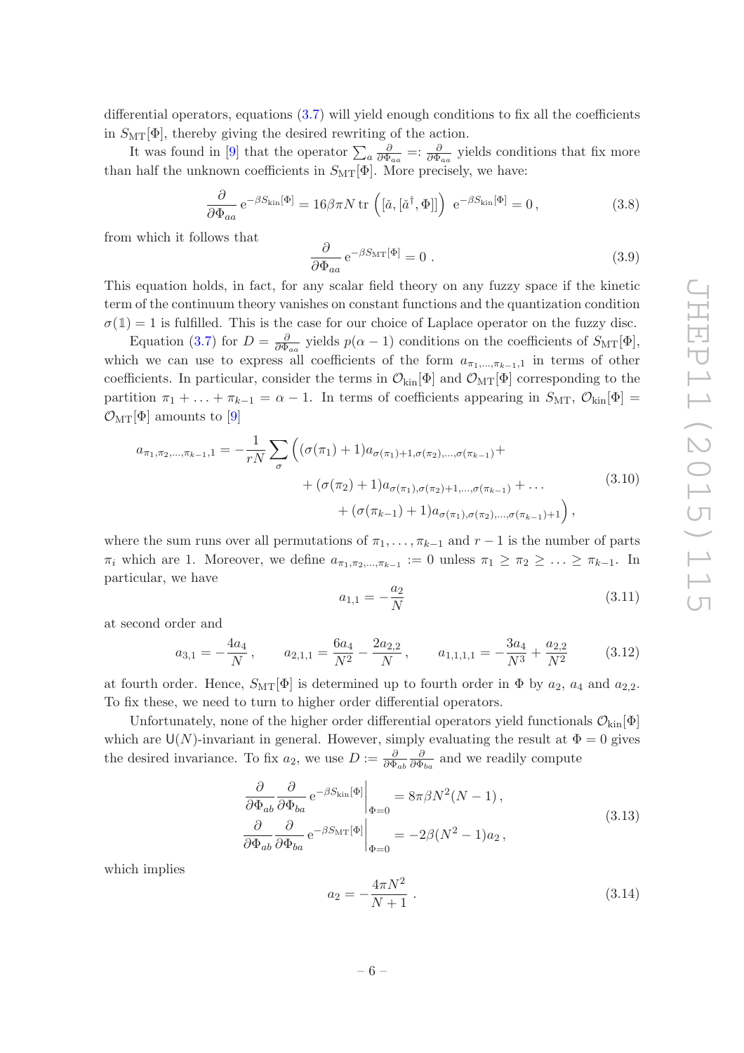differential operators, equations (3.7) will yield enough conditions to fix all the coefficients in $S_{\rm MT}[\Phi]$, thereby giving the desired rewriting of the action.

It was found in [9] that the operator $\sum_a \frac{\partial}{\partial \Phi_{aa}} =: \frac{\partial}{\partial \Phi_{aa}}$ yields conditions that fix more than half the unknown coefficients in $S_{\rm MT}[\Phi]$. More precisely, we have:

$$\frac{\partial}{\partial \Phi_{aa}} \, \mathrm{e}^{-\beta S_{\rm kin}[\Phi]} = 16\beta\pi N \, \mathrm{tr}\left([\check{a},[\check{a}^\dagger,\Phi]]\right) \, \mathrm{e}^{-\beta S_{\rm kin}[\Phi]} = 0\,, \tag{3.8}$$

from which it follows that

$$\frac{\partial}{\partial \Phi_{aa}} \, \mathrm{e}^{-\beta S_{\rm MT}[\Phi]} = 0\;. \tag{3.9}$$

This equation holds, in fact, for any scalar field theory on any fuzzy space if the kinetic term of the continuum theory vanishes on constant functions and the quantization condition $\sigma(\mathbb{1}) = 1$ is fulfilled. This is the case for our choice of Laplace operator on the fuzzy disc.

Equation (3.7) for $D = \frac{\partial}{\partial \Phi_{aa}}$ yields $p(\alpha - 1)$ conditions on the coefficients of $S_{\rm MT}[\Phi]$, which we can use to express all coefficients of the form $a_{\pi_1,\ldots,\pi_{k-1},1}$ in terms of other coefficients. In particular, consider the terms in $\mathcal{O}_{\rm kin}[\Phi]$ and $\mathcal{O}_{\rm MT}[\Phi]$ corresponding to the partition $\pi_1 + \ldots + \pi_{k-1} = \alpha - 1$. In terms of coefficients appearing in $S_{\rm MT}$, $\mathcal{O}_{\rm kin}[\Phi] = \mathcal{O}_{\rm MT}[\Phi]$ amounts to [9]

$$\begin{aligned} a_{\pi_1,\pi_2,\ldots,\pi_{k-1},1} = -\frac{1}{rN}\sum_\sigma \Big( &(\sigma(\pi_1)+1) a_{\sigma(\pi_1)+1,\sigma(\pi_2),\ldots,\sigma(\pi_{k-1})} + \\ &+ (\sigma(\pi_2)+1) a_{\sigma(\pi_1),\sigma(\pi_2)+1,\ldots,\sigma(\pi_{k-1})} + \ldots \\ &+ (\sigma(\pi_{k-1})+1) a_{\sigma(\pi_1),\sigma(\pi_2),\ldots,\sigma(\pi_{k-1})+1} \Big)\,, \end{aligned} \tag{3.10}$$

where the sum runs over all permutations of $\pi_1,\ldots,\pi_{k-1}$ and $r-1$ is the number of parts $\pi_i$ which are 1. Moreover, we define $a_{\pi_1,\pi_2,\ldots,\pi_{k-1}} := 0$ unless $\pi_1 \geq \pi_2 \geq \ldots \geq \pi_{k-1}$. In particular, we have

$$a_{1,1} = -\frac{a_2}{N} \tag{3.11}$$

at second order and

$$a_{3,1} = -\frac{4a_4}{N}\,, \qquad a_{2,1,1} = \frac{6a_4}{N^2} - \frac{2a_{2,2}}{N}\,, \qquad a_{1,1,1,1} = -\frac{3a_4}{N^3} + \frac{a_{2,2}}{N^2} \tag{3.12}$$

at fourth order. Hence, $S_{\rm MT}[\Phi]$ is determined up to fourth order in $\Phi$ by $a_2$, $a_4$ and $a_{2,2}$. To fix these, we need to turn to higher order differential operators.

Unfortunately, none of the higher order differential operators yield functionals $\mathcal{O}_{\rm kin}[\Phi]$ which are $\mathsf{U}(N)$-invariant in general. However, simply evaluating the result at $\Phi = 0$ gives the desired invariance. To fix $a_2$, we use $D := \frac{\partial}{\partial \Phi_{ab}}\frac{\partial}{\partial \Phi_{ba}}$ and we readily compute

$$\begin{aligned} \frac{\partial}{\partial \Phi_{ab}}\frac{\partial}{\partial \Phi_{ba}} \, \mathrm{e}^{-\beta S_{\rm kin}[\Phi]}\bigg|_{\Phi=0} &= 8\pi\beta N^2(N-1)\,, \\ \frac{\partial}{\partial \Phi_{ab}}\frac{\partial}{\partial \Phi_{ba}} \, \mathrm{e}^{-\beta S_{\rm MT}[\Phi]}\bigg|_{\Phi=0} &= -2\beta(N^2-1)a_2\,, \end{aligned} \tag{3.13}$$

which implies

$$a_2 = -\frac{4\pi N^2}{N+1}\;. \tag{3.14}$$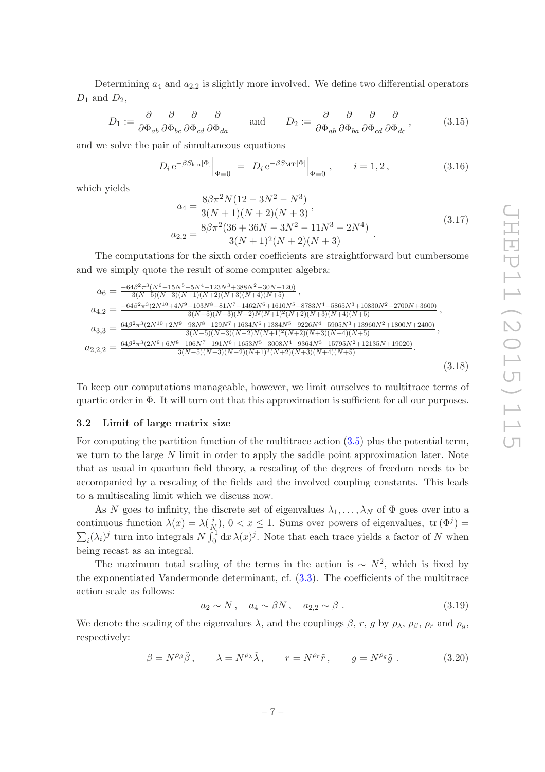Determining $a_4$ and $a_{2,2}$ is slightly more involved. We define two differential operators $D_1$ and $D_2$,

$$D_1 := \frac{\partial}{\partial \Phi_{ab}} \frac{\partial}{\partial \Phi_{bc}} \frac{\partial}{\partial \Phi_{cd}} \frac{\partial}{\partial \Phi_{da}} \qquad \text{and} \qquad D_2 := \frac{\partial}{\partial \Phi_{ab}} \frac{\partial}{\partial \Phi_{ba}} \frac{\partial}{\partial \Phi_{cd}} \frac{\partial}{\partial \Phi_{dc}}, \tag{3.15}$$

and we solve the pair of simultaneous equations

$$D_i \, \mathrm{e}^{-\beta S_{\mathrm{kin}}[\Phi]} \Big|_{\Phi=0} = D_i \, \mathrm{e}^{-\beta S_{\mathrm{MT}}[\Phi]} \Big|_{\Phi=0}, \qquad i = 1, 2, \tag{3.16}$$

which yields

$$\begin{aligned} a_4 &= \frac{8\beta\pi^2 N(12 - 3N^2 - N^3)}{3(N+1)(N+2)(N+3)}, \\ a_{2,2} &= \frac{8\beta\pi^2(36 + 36N - 3N^2 - 11N^3 - 2N^4)}{3(N+1)^2(N+2)(N+3)}. \end{aligned} \tag{3.17}$$

The computations for the sixth order coefficients are straightforward but cumbersome and we simply quote the result of some computer algebra:

$$\begin{aligned} a_6 &= \tfrac{-64\beta^2\pi^3(N^6 - 15N^5 - 5N^4 - 123N^3 + 388N^2 - 30N - 120)}{3(N-5)(N-3)(N+1)(N+2)(N+3)(N+4)(N+5)}, \\ a_{4,2} &= \tfrac{-64\beta^2\pi^3(2N^{10} + 4N^9 - 103N^8 - 81N^7 + 1462N^6 + 1610N^5 - 8783N^4 - 5865N^3 + 10830N^2 + 2700N + 3600)}{3(N-5)(N-3)(N-2)N(N+1)^2(N+2)(N+3)(N+4)(N+5)}, \\ a_{3,3} &= \tfrac{64\beta^2\pi^3(2N^{10} + 2N^9 - 98N^8 - 129N^7 + 1634N^6 + 1384N^5 - 9226N^4 - 5905N^3 + 13960N^2 + 1800N + 2400)}{3(N-5)(N-3)(N-2)N(N+1)^2(N+2)(N+3)(N+4)(N+5)}, \\ a_{2,2,2} &= \tfrac{64\beta^2\pi^3(2N^9 + 6N^8 - 106N^7 - 191N^6 + 1653N^5 + 3008N^4 - 9364N^3 - 15795N^2 + 12135N + 19020)}{3(N-5)(N-3)(N-2)(N+1)^3(N+2)(N+3)(N+4)(N+5)}. \end{aligned} \tag{3.18}$$

To keep our computations manageable, however, we limit ourselves to multitrace terms of quartic order in $\Phi$. It will turn out that this approximation is sufficient for all our purposes.

### 3.2 Limit of large matrix size

For computing the partition function of the multitrace action (3.5) plus the potential term, we turn to the large $N$ limit in order to apply the saddle point approximation later. Note that as usual in quantum field theory, a rescaling of the degrees of freedom needs to be accompanied by a rescaling of the fields and the involved coupling constants. This leads to a multiscaling limit which we discuss now.

As $N$ goes to infinity, the discrete set of eigenvalues $\lambda_1, \ldots, \lambda_N$ of $\Phi$ goes over into a continuous function $\lambda(x) = \lambda(\frac{i}{N})$, $0 < x \leq 1$. Sums over powers of eigenvalues, $\mathrm{tr}\,(\Phi^j) = \sum_i (\lambda_i)^j$ turn into integrals $N \int_0^1 \mathrm{d}x\, \lambda(x)^j$. Note that each trace yields a factor of $N$ when being recast as an integral.

The maximum total scaling of the terms in the action is $\sim N^2$, which is fixed by the exponentiated Vandermonde determinant, cf. (3.3). The coefficients of the multitrace action scale as follows:

$$a_2 \sim N, \quad a_4 \sim \beta N, \quad a_{2,2} \sim \beta. \tag{3.19}$$

We denote the scaling of the eigenvalues $\lambda$, and the couplings $\beta$, $r$, $g$ by $\rho_\lambda$, $\rho_\beta$, $\rho_r$ and $\rho_g$, respectively:

$$\beta = N^{\rho_\beta} \tilde{\beta}, \qquad \lambda = N^{\rho_\lambda} \tilde{\lambda}, \qquad r = N^{\rho_r} \tilde{r}, \qquad g = N^{\rho_g} \tilde{g}. \tag{3.20}$$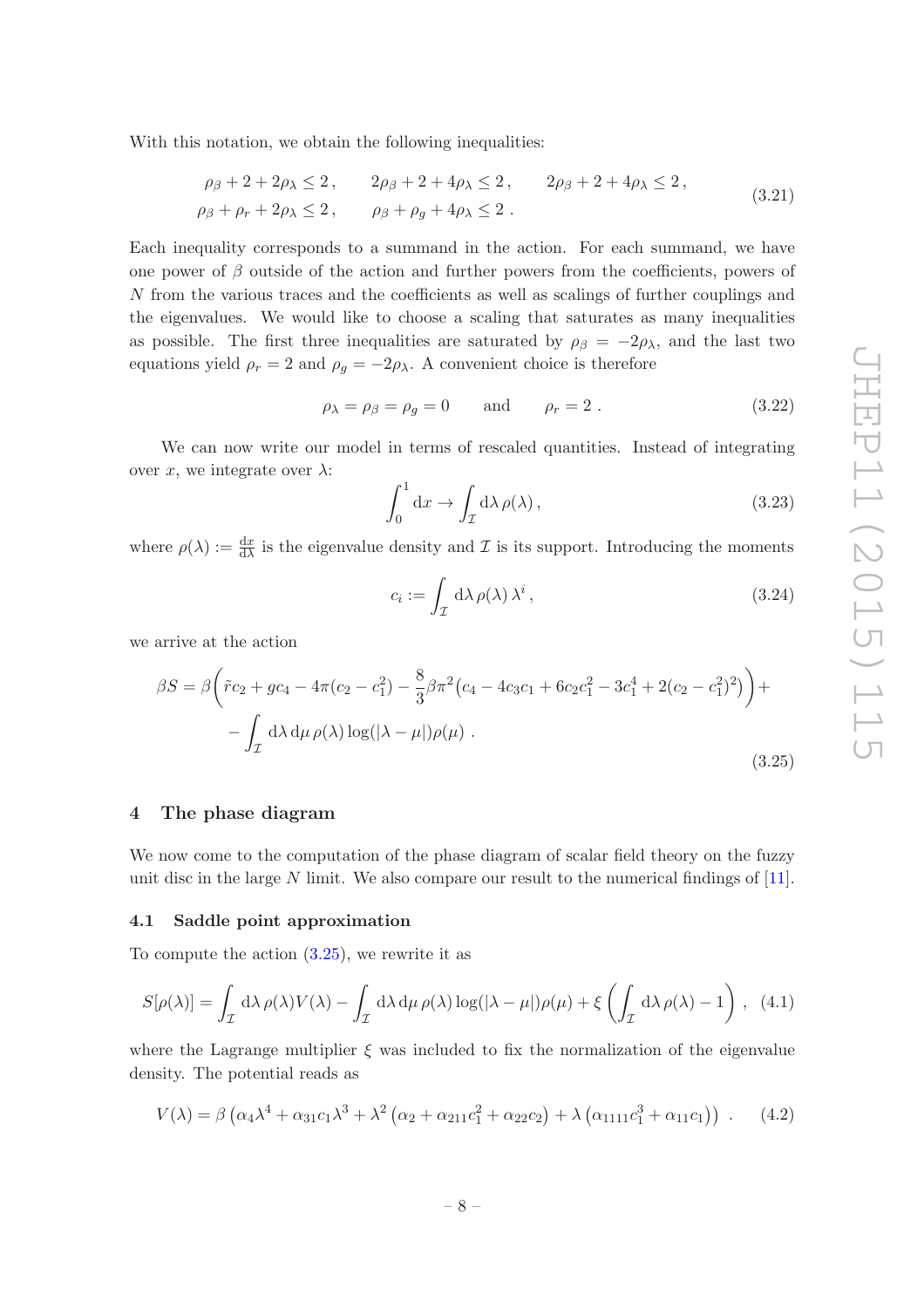With this notation, we obtain the following inequalities:

$$
\begin{aligned}
&\rho_\beta + 2 + 2\rho_\lambda \leq 2\,, \qquad 2\rho_\beta + 2 + 4\rho_\lambda \leq 2\,, \qquad 2\rho_\beta + 2 + 4\rho_\lambda \leq 2\,, \\
&\rho_\beta + \rho_r + 2\rho_\lambda \leq 2\,, \qquad \rho_\beta + \rho_g + 4\rho_\lambda \leq 2\,.
\end{aligned}
\tag{3.21}
$$

Each inequality corresponds to a summand in the action. For each summand, we have one power of $\beta$ outside of the action and further powers from the coefficients, powers of $N$ from the various traces and the coefficients as well as scalings of further couplings and the eigenvalues. We would like to choose a scaling that saturates as many inequalities as possible. The first three inequalities are saturated by $\rho_\beta = -2\rho_\lambda$, and the last two equations yield $\rho_r = 2$ and $\rho_g = -2\rho_\lambda$. A convenient choice is therefore

$$
\rho_\lambda = \rho_\beta = \rho_g = 0 \qquad \text{and} \qquad \rho_r = 2\,. \tag{3.22}
$$

We can now write our model in terms of rescaled quantities. Instead of integrating over $x$, we integrate over $\lambda$:

$$
\int_0^1 \mathrm{d}x \to \int_{\mathcal{I}} \mathrm{d}\lambda\, \rho(\lambda)\,, \tag{3.23}
$$

where $\rho(\lambda) := \frac{\mathrm{d}x}{\mathrm{d}\lambda}$ is the eigenvalue density and $\mathcal{I}$ is its support. Introducing the moments

$$
c_i := \int_{\mathcal{I}} \mathrm{d}\lambda\, \rho(\lambda)\, \lambda^i\,, \tag{3.24}
$$

we arrive at the action

$$
\begin{aligned}
\beta S = \beta\bigg(&\tilde{r} c_2 + g c_4 - 4\pi(c_2 - c_1^2) - \frac{8}{3}\beta\pi^2\big(c_4 - 4c_3c_1 + 6c_2c_1^2 - 3c_1^4 + 2(c_2 - c_1^2)^2\big)\bigg) + \\
&- \int_{\mathcal{I}} \mathrm{d}\lambda\, \mathrm{d}\mu\, \rho(\lambda) \log(|\lambda - \mu|)\rho(\mu)\,.
\end{aligned}
\tag{3.25}
$$

## 4 The phase diagram

We now come to the computation of the phase diagram of scalar field theory on the fuzzy unit disc in the large $N$ limit. We also compare our result to the numerical findings of [11].

### 4.1 Saddle point approximation

To compute the action (3.25), we rewrite it as

$$
S[\rho(\lambda)] = \int_{\mathcal{I}} \mathrm{d}\lambda\, \rho(\lambda) V(\lambda) - \int_{\mathcal{I}} \mathrm{d}\lambda\, \mathrm{d}\mu\, \rho(\lambda) \log(|\lambda - \mu|)\rho(\mu) + \xi\left(\int_{\mathcal{I}} \mathrm{d}\lambda\, \rho(\lambda) - 1\right)\,, \tag{4.1}
$$

where the Lagrange multiplier $\xi$ was included to fix the normalization of the eigenvalue density. The potential reads as

$$
V(\lambda) = \beta\left(\alpha_4\lambda^4 + \alpha_{31}c_1\lambda^3 + \lambda^2\left(\alpha_2 + \alpha_{211}c_1^2 + \alpha_{22}c_2\right) + \lambda\left(\alpha_{1111}c_1^3 + \alpha_{11}c_1\right)\right)\,. \tag{4.2}
$$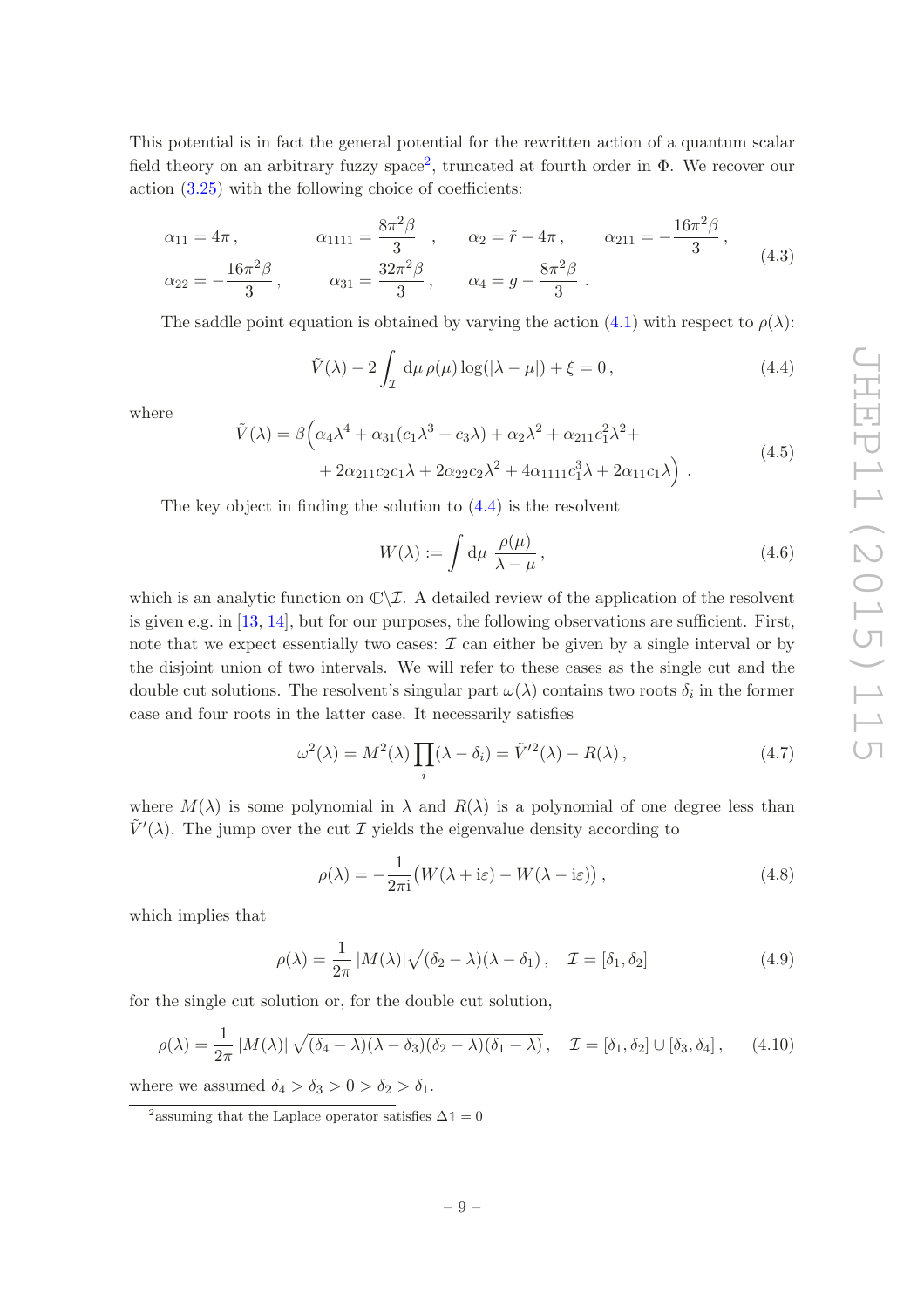This potential is in fact the general potential for the rewritten action of a quantum scalar field theory on an arbitrary fuzzy space[2], truncated at fourth order in $\Phi$. We recover our action (3.25) with the following choice of coefficients:

$$
\begin{aligned}
\alpha_{11} &= 4\pi\,, & \alpha_{1111} &= \frac{8\pi^2\beta}{3}\;, & \alpha_2 &= \tilde{r} - 4\pi\,, & \alpha_{211} &= -\frac{16\pi^2\beta}{3}\,,\\
\alpha_{22} &= -\frac{16\pi^2\beta}{3}\,, & \alpha_{31} &= \frac{32\pi^2\beta}{3}\,, & \alpha_4 &= g - \frac{8\pi^2\beta}{3}\;.
\end{aligned}
\tag{4.3}
$$

The saddle point equation is obtained by varying the action (4.1) with respect to $\rho(\lambda)$:

$$
\tilde{V}(\lambda) - 2\int_{\mathcal{I}} \mathrm{d}\mu\, \rho(\mu)\log(|\lambda-\mu|) + \xi = 0\,,
\tag{4.4}
$$

where

$$
\begin{aligned}
\tilde{V}(\lambda) = \beta\Big(&\alpha_4\lambda^4 + \alpha_{31}(c_1\lambda^3 + c_3\lambda) + \alpha_2\lambda^2 + \alpha_{211}c_1^2\lambda^2 + \\
&+ 2\alpha_{211}c_2c_1\lambda + 2\alpha_{22}c_2\lambda^2 + 4\alpha_{1111}c_1^3\lambda + 2\alpha_{11}c_1\lambda\Big)\;.
\end{aligned}
\tag{4.5}
$$

The key object in finding the solution to (4.4) is the resolvent

$$
W(\lambda) := \int \mathrm{d}\mu\; \frac{\rho(\mu)}{\lambda-\mu}\,,
\tag{4.6}
$$

which is an analytic function on $\mathbb{C}\backslash\mathcal{I}$. A detailed review of the application of the resolvent is given e.g. in [13, 14], but for our purposes, the following observations are sufficient. First, note that we expect essentially two cases: $\mathcal{I}$ can either be given by a single interval or by the disjoint union of two intervals. We will refer to these cases as the single cut and the double cut solutions. The resolvent's singular part $\omega(\lambda)$ contains two roots $\delta_i$ in the former case and four roots in the latter case. It necessarily satisfies

$$
\omega^2(\lambda) = M^2(\lambda)\prod_i(\lambda-\delta_i) = \tilde{V}'^2(\lambda) - R(\lambda)\,,
\tag{4.7}
$$

where $M(\lambda)$ is some polynomial in $\lambda$ and $R(\lambda)$ is a polynomial of one degree less than $\tilde{V}'(\lambda)$. The jump over the cut $\mathcal{I}$ yields the eigenvalue density according to

$$
\rho(\lambda) = -\frac{1}{2\pi\mathrm{i}}\big(W(\lambda+\mathrm{i}\varepsilon) - W(\lambda-\mathrm{i}\varepsilon)\big)\,,
\tag{4.8}
$$

which implies that

$$
\rho(\lambda) = \frac{1}{2\pi}\,|M(\lambda)|\sqrt{(\delta_2-\lambda)(\lambda-\delta_1)}\,,\quad \mathcal{I} = [\delta_1,\delta_2]
\tag{4.9}
$$

for the single cut solution or, for the double cut solution,

$$
\rho(\lambda) = \frac{1}{2\pi}\,|M(\lambda)|\,\sqrt{(\delta_4-\lambda)(\lambda-\delta_3)(\delta_2-\lambda)(\delta_1-\lambda)}\,,\quad \mathcal{I} = [\delta_1,\delta_2]\cup[\delta_3,\delta_4]\,,
\tag{4.10}
$$

where we assumed $\delta_4 > \delta_3 > 0 > \delta_2 > \delta_1$.

[2] assuming that the Laplace operator satisfies $\Delta\mathbb{1} = 0$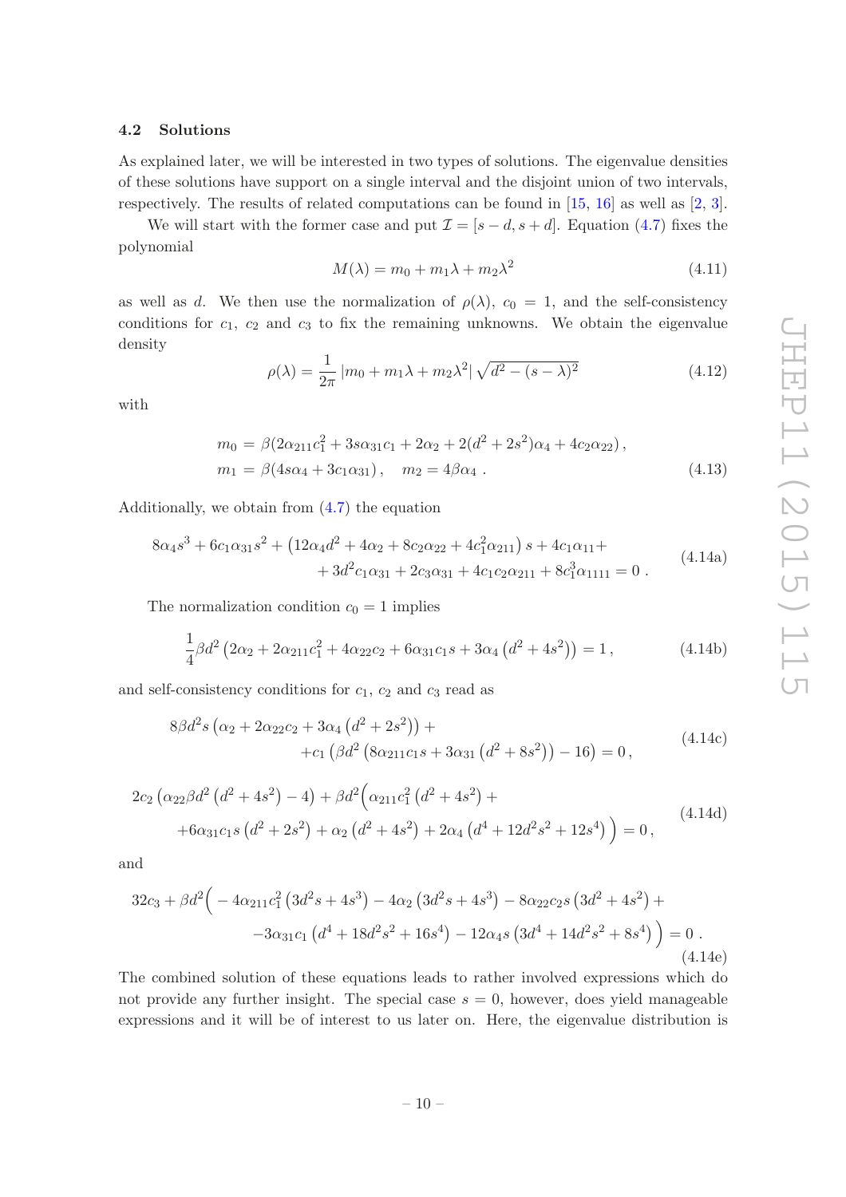### 4.2 Solutions

As explained later, we will be interested in two types of solutions. The eigenvalue densities of these solutions have support on a single interval and the disjoint union of two intervals, respectively. The results of related computations can be found in [15, 16] as well as [2, 3].

We will start with the former case and put $\mathcal{I} = [s-d, s+d]$. Equation (4.7) fixes the polynomial

$$M(\lambda) = m_0 + m_1\lambda + m_2\lambda^2 \tag{4.11}$$

as well as $d$. We then use the normalization of $\rho(\lambda)$, $c_0 = 1$, and the self-consistency conditions for $c_1$, $c_2$ and $c_3$ to fix the remaining unknowns. We obtain the eigenvalue density

$$\rho(\lambda) = \frac{1}{2\pi}\left|m_0 + m_1\lambda + m_2\lambda^2\right|\sqrt{d^2-(s-\lambda)^2} \tag{4.12}$$

with

$$\begin{aligned} m_0 &= \beta(2\alpha_{211}c_1^2 + 3s\alpha_{31}c_1 + 2\alpha_2 + 2(d^2+2s^2)\alpha_4 + 4c_2\alpha_{22})\,, \\ m_1 &= \beta(4s\alpha_4 + 3c_1\alpha_{31})\,, \quad m_2 = 4\beta\alpha_4\,. \end{aligned} \tag{4.13}$$

Additionally, we obtain from (4.7) the equation

$$\begin{aligned} 8\alpha_4 s^3 + 6c_1\alpha_{31}s^2 + \left(12\alpha_4 d^2 + 4\alpha_2 + 8c_2\alpha_{22} + 4c_1^2\alpha_{211}\right)s + 4c_1\alpha_{11} + \\ + 3d^2c_1\alpha_{31} + 2c_3\alpha_{31} + 4c_1c_2\alpha_{211} + 8c_1^3\alpha_{1111} = 0\,. \end{aligned} \tag{4.14a}$$

The normalization condition $c_0 = 1$ implies

$$\frac{1}{4}\beta d^2\left(2\alpha_2 + 2\alpha_{211}c_1^2 + 4\alpha_{22}c_2 + 6\alpha_{31}c_1 s + 3\alpha_4\left(d^2+4s^2\right)\right) = 1\,, \tag{4.14b}$$

and self-consistency conditions for $c_1$, $c_2$ and $c_3$ read as

$$\begin{aligned} 8\beta d^2 s\left(\alpha_2 + 2\alpha_{22}c_2 + 3\alpha_4\left(d^2+2s^2\right)\right) + \\ + c_1\left(\beta d^2\left(8\alpha_{211}c_1 s + 3\alpha_{31}\left(d^2+8s^2\right)\right) - 16\right) = 0\,, \end{aligned} \tag{4.14c}$$

$$\begin{aligned} 2c_2\left(\alpha_{22}\beta d^2\left(d^2+4s^2\right) - 4\right) + \beta d^2\Big(\alpha_{211}c_1^2\left(d^2+4s^2\right) + \\ + 6\alpha_{31}c_1 s\left(d^2+2s^2\right) + \alpha_2\left(d^2+4s^2\right) + 2\alpha_4\left(d^4+12d^2s^2+12s^4\right)\Big) = 0\,, \end{aligned} \tag{4.14d}$$

and

$$\begin{aligned} 32c_3 + \beta d^2\Big(-4\alpha_{211}c_1^2\left(3d^2s+4s^3\right) - 4\alpha_2\left(3d^2s+4s^3\right) - 8\alpha_{22}c_2 s\left(3d^2+4s^2\right) + \\ - 3\alpha_{31}c_1\left(d^4+18d^2s^2+16s^4\right) - 12\alpha_4 s\left(3d^4+14d^2s^2+8s^4\right)\Big) = 0\,. \end{aligned} \tag{4.14e}$$

The combined solution of these equations leads to rather involved expressions which do not provide any further insight. The special case $s = 0$, however, does yield manageable expressions and it will be of interest to us later on. Here, the eigenvalue distribution is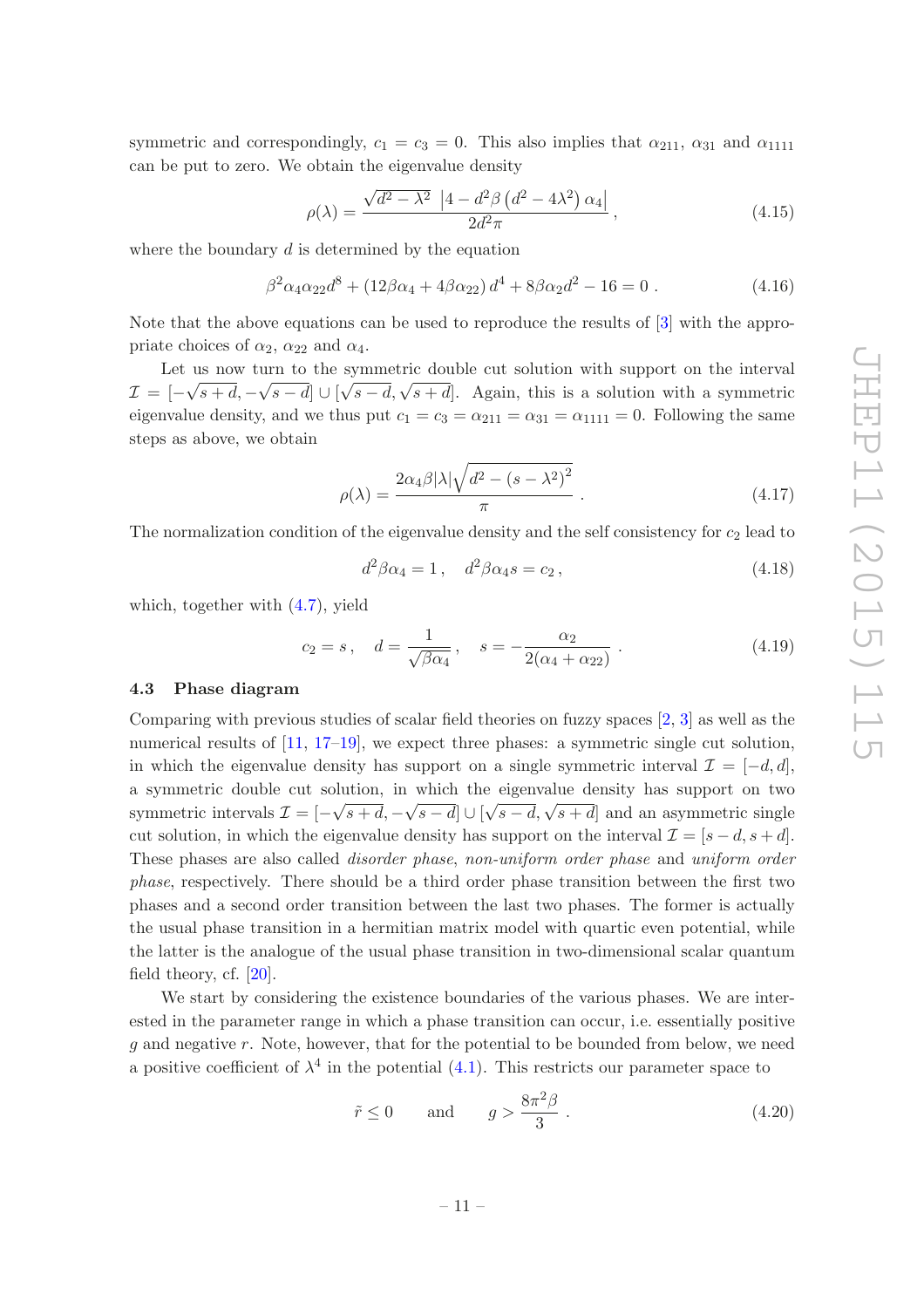symmetric and correspondingly, $c_1 = c_3 = 0$. This also implies that $\alpha_{211}$, $\alpha_{31}$ and $\alpha_{1111}$ can be put to zero. We obtain the eigenvalue density

$$\rho(\lambda) = \frac{\sqrt{d^2 - \lambda^2}\ \left|4 - d^2\beta\left(d^2 - 4\lambda^2\right)\alpha_4\right|}{2d^2\pi}\,, \tag{4.15}$$

where the boundary $d$ is determined by the equation

$$\beta^2\alpha_4\alpha_{22}d^8 + \left(12\beta\alpha_4 + 4\beta\alpha_{22}\right)d^4 + 8\beta\alpha_2 d^2 - 16 = 0\,. \tag{4.16}$$

Note that the above equations can be used to reproduce the results of [3] with the appropriate choices of $\alpha_2$, $\alpha_{22}$ and $\alpha_4$.

Let us now turn to the symmetric double cut solution with support on the interval $\mathcal{I} = [-\sqrt{s+d}, -\sqrt{s-d}] \cup [\sqrt{s-d}, \sqrt{s+d}]$. Again, this is a solution with a symmetric eigenvalue density, and we thus put $c_1 = c_3 = \alpha_{211} = \alpha_{31} = \alpha_{1111} = 0$. Following the same steps as above, we obtain

$$\rho(\lambda) = \frac{2\alpha_4\beta|\lambda|\sqrt{d^2 - (s-\lambda^2)^2}}{\pi}\,. \tag{4.17}$$

The normalization condition of the eigenvalue density and the self consistency for $c_2$ lead to

$$d^2\beta\alpha_4 = 1\,, \quad d^2\beta\alpha_4 s = c_2\,, \tag{4.18}$$

which, together with (4.7), yield

$$c_2 = s\,, \quad d = \frac{1}{\sqrt{\beta\alpha_4}}\,, \quad s = -\frac{\alpha_2}{2(\alpha_4 + \alpha_{22})}\,. \tag{4.19}$$

### 4.3 Phase diagram

Comparing with previous studies of scalar field theories on fuzzy spaces [2, 3] as well as the numerical results of [11, 17–19], we expect three phases: a symmetric single cut solution, in which the eigenvalue density has support on a single symmetric interval $\mathcal{I} = [-d, d]$, a symmetric double cut solution, in which the eigenvalue density has support on two symmetric intervals $\mathcal{I} = [-\sqrt{s+d}, -\sqrt{s-d}] \cup [\sqrt{s-d}, \sqrt{s+d}]$ and an asymmetric single cut solution, in which the eigenvalue density has support on the interval $\mathcal{I} = [s-d, s+d]$. These phases are also called *disorder phase*, *non-uniform order phase* and *uniform order phase*, respectively. There should be a third order phase transition between the first two phases and a second order transition between the last two phases. The former is actually the usual phase transition in a hermitian matrix model with quartic even potential, while the latter is the analogue of the usual phase transition in two-dimensional scalar quantum field theory, cf. [20].

We start by considering the existence boundaries of the various phases. We are interested in the parameter range in which a phase transition can occur, i.e. essentially positive $g$ and negative $r$. Note, however, that for the potential to be bounded from below, we need a positive coefficient of $\lambda^4$ in the potential (4.1). This restricts our parameter space to

$$\tilde{r} \leq 0 \qquad \text{and} \qquad g > \frac{8\pi^2\beta}{3}\,. \tag{4.20}$$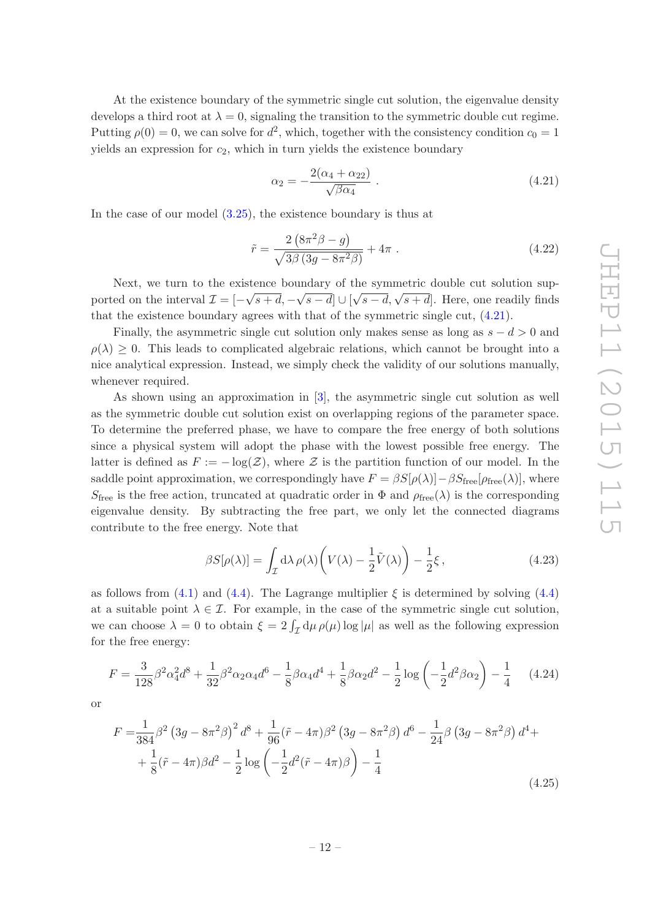At the existence boundary of the symmetric single cut solution, the eigenvalue density develops a third root at $\lambda = 0$, signaling the transition to the symmetric double cut regime. Putting $\rho(0) = 0$, we can solve for $d^2$, which, together with the consistency condition $c_0 = 1$ yields an expression for $c_2$, which in turn yields the existence boundary

$$\alpha_2 = -\frac{2(\alpha_4 + \alpha_{22})}{\sqrt{\beta\alpha_4}} \,. \tag{4.21}$$

In the case of our model (3.25), the existence boundary is thus at

$$\tilde{r} = \frac{2\left(8\pi^2\beta - g\right)}{\sqrt{3\beta\left(3g - 8\pi^2\beta\right)}} + 4\pi \,. \tag{4.22}$$

Next, we turn to the existence boundary of the symmetric double cut solution supported on the interval $\mathcal{I} = [-\sqrt{s+d}, -\sqrt{s-d}] \cup [\sqrt{s-d}, \sqrt{s+d}]$. Here, one readily finds that the existence boundary agrees with that of the symmetric single cut, (4.21).

Finally, the asymmetric single cut solution only makes sense as long as $s - d > 0$ and $\rho(\lambda) \geq 0$. This leads to complicated algebraic relations, which cannot be brought into a nice analytical expression. Instead, we simply check the validity of our solutions manually, whenever required.

As shown using an approximation in [3], the asymmetric single cut solution as well as the symmetric double cut solution exist on overlapping regions of the parameter space. To determine the preferred phase, we have to compare the free energy of both solutions since a physical system will adopt the phase with the lowest possible free energy. The latter is defined as $F := -\log(\mathcal{Z})$, where $\mathcal{Z}$ is the partition function of our model. In the saddle point approximation, we correspondingly have $F = \beta S[\rho(\lambda)] - \beta S_{\text{free}}[\rho_{\text{free}}(\lambda)]$, where $S_{\text{free}}$ is the free action, truncated at quadratic order in $\Phi$ and $\rho_{\text{free}}(\lambda)$ is the corresponding eigenvalue density. By subtracting the free part, we only let the connected diagrams contribute to the free energy. Note that

$$\beta S[\rho(\lambda)] = \int_{\mathcal{I}} \mathrm{d}\lambda\, \rho(\lambda)\left(V(\lambda) - \frac{1}{2}\tilde{V}(\lambda)\right) - \frac{1}{2}\xi \,, \tag{4.23}$$

as follows from (4.1) and (4.4). The Lagrange multiplier $\xi$ is determined by solving (4.4) at a suitable point $\lambda \in \mathcal{I}$. For example, in the case of the symmetric single cut solution, we can choose $\lambda = 0$ to obtain $\xi = 2\int_{\mathcal{I}} \mathrm{d}\mu\, \rho(\mu) \log|\mu|$ as well as the following expression for the free energy:

$$F = \frac{3}{128}\beta^2\alpha_4^2 d^8 + \frac{1}{32}\beta^2\alpha_2\alpha_4 d^6 - \frac{1}{8}\beta\alpha_4 d^4 + \frac{1}{8}\beta\alpha_2 d^2 - \frac{1}{2}\log\left(-\frac{1}{2}d^2\beta\alpha_2\right) - \frac{1}{4} \tag{4.24}$$

or

$$\begin{aligned} F =& \frac{1}{384}\beta^2\left(3g - 8\pi^2\beta\right)^2 d^8 + \frac{1}{96}(\tilde{r} - 4\pi)\beta^2\left(3g - 8\pi^2\beta\right) d^6 - \frac{1}{24}\beta\left(3g - 8\pi^2\beta\right) d^4 + \\ &+ \frac{1}{8}(\tilde{r} - 4\pi)\beta d^2 - \frac{1}{2}\log\left(-\frac{1}{2}d^2(\tilde{r} - 4\pi)\beta\right) - \frac{1}{4} \end{aligned} \tag{4.25}$$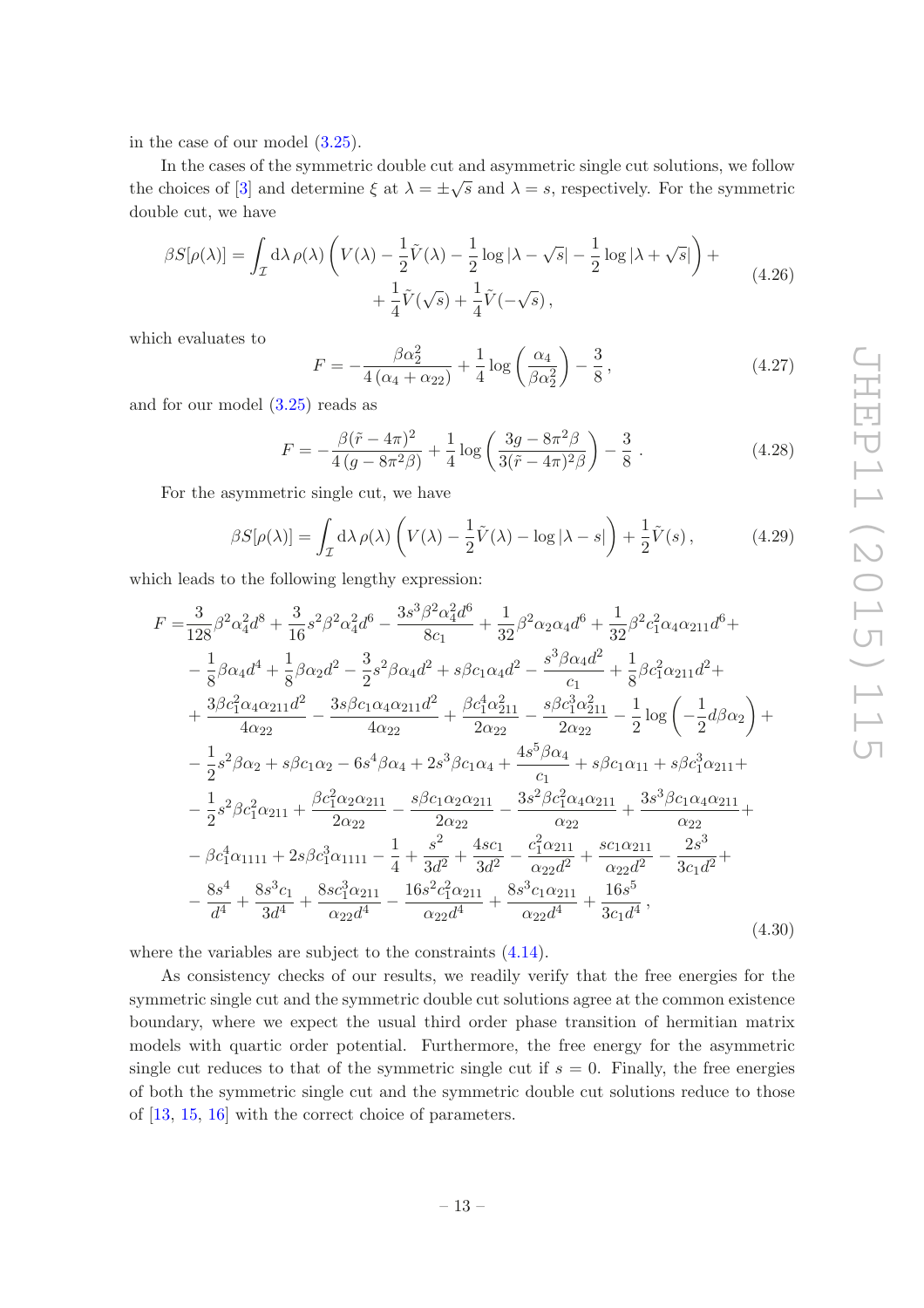in the case of our model (3.25).

In the cases of the symmetric double cut and asymmetric single cut solutions, we follow the choices of [3] and determine $\xi$ at $\lambda = \pm\sqrt{s}$ and $\lambda = s$, respectively. For the symmetric double cut, we have

$$
\begin{aligned}
\beta S[\rho(\lambda)] = \int_{\mathcal{I}} \mathrm{d}\lambda\, \rho(\lambda) \left( V(\lambda) - \frac{1}{2}\tilde{V}(\lambda) - \frac{1}{2}\log|\lambda - \sqrt{s}| - \frac{1}{2}\log|\lambda + \sqrt{s}| \right) + \\
+ \frac{1}{4}\tilde{V}(\sqrt{s}) + \frac{1}{4}\tilde{V}(-\sqrt{s})\,,
\end{aligned}
\tag{4.26}
$$

which evaluates to

$$
F = -\frac{\beta\alpha_2^2}{4\,(\alpha_4 + \alpha_{22})} + \frac{1}{4}\log\left(\frac{\alpha_4}{\beta\alpha_2^2}\right) - \frac{3}{8}\,, \tag{4.27}
$$

and for our model (3.25) reads as

$$
F = -\frac{\beta(\tilde{r} - 4\pi)^2}{4\,(g - 8\pi^2\beta)} + \frac{1}{4}\log\left(\frac{3g - 8\pi^2\beta}{3(\tilde{r} - 4\pi)^2\beta}\right) - \frac{3}{8}\,. \tag{4.28}
$$

For the asymmetric single cut, we have

$$
\beta S[\rho(\lambda)] = \int_{\mathcal{I}} \mathrm{d}\lambda\, \rho(\lambda) \left( V(\lambda) - \frac{1}{2}\tilde{V}(\lambda) - \log|\lambda - s| \right) + \frac{1}{2}\tilde{V}(s)\,, \tag{4.29}
$$

which leads to the following lengthy expression:

$$
\begin{aligned}
F =& \frac{3}{128}\beta^2\alpha_4^2 d^8 + \frac{3}{16}s^2\beta^2\alpha_4^2 d^6 - \frac{3s^3\beta^2\alpha_4^2 d^6}{8c_1} + \frac{1}{32}\beta^2\alpha_2\alpha_4 d^6 + \frac{1}{32}\beta^2 c_1^2\alpha_4\alpha_{211} d^6 + \\
& - \frac{1}{8}\beta\alpha_4 d^4 + \frac{1}{8}\beta\alpha_2 d^2 - \frac{3}{2}s^2\beta\alpha_4 d^2 + s\beta c_1\alpha_4 d^2 - \frac{s^3\beta\alpha_4 d^2}{c_1} + \frac{1}{8}\beta c_1^2\alpha_{211} d^2 + \\
& + \frac{3\beta c_1^2\alpha_4\alpha_{211} d^2}{4\alpha_{22}} - \frac{3s\beta c_1\alpha_4\alpha_{211} d^2}{4\alpha_{22}} + \frac{\beta c_1^4\alpha_{211}^2}{2\alpha_{22}} - \frac{s\beta c_1^3\alpha_{211}^2}{2\alpha_{22}} - \frac{1}{2}\log\left(-\frac{1}{2}d\beta\alpha_2\right) + \\
& - \frac{1}{2}s^2\beta\alpha_2 + s\beta c_1\alpha_2 - 6s^4\beta\alpha_4 + 2s^3\beta c_1\alpha_4 + \frac{4s^5\beta\alpha_4}{c_1} + s\beta c_1\alpha_{11} + s\beta c_1^3\alpha_{211} + \\
& - \frac{1}{2}s^2\beta c_1^2\alpha_{211} + \frac{\beta c_1^2\alpha_2\alpha_{211}}{2\alpha_{22}} - \frac{s\beta c_1\alpha_2\alpha_{211}}{2\alpha_{22}} - \frac{3s^2\beta c_1^2\alpha_4\alpha_{211}}{\alpha_{22}} + \frac{3s^3\beta c_1\alpha_4\alpha_{211}}{\alpha_{22}} + \\
& - \beta c_1^4\alpha_{1111} + 2s\beta c_1^3\alpha_{1111} - \frac{1}{4} + \frac{s^2}{3d^2} + \frac{4sc_1}{3d^2} - \frac{c_1^2\alpha_{211}}{\alpha_{22}d^2} + \frac{sc_1\alpha_{211}}{\alpha_{22}d^2} - \frac{2s^3}{3c_1 d^2} + \\
& - \frac{8s^4}{d^4} + \frac{8s^3 c_1}{3d^4} + \frac{8sc_1^3\alpha_{211}}{\alpha_{22}d^4} - \frac{16s^2c_1^2\alpha_{211}}{\alpha_{22}d^4} + \frac{8s^3c_1\alpha_{211}}{\alpha_{22}d^4} + \frac{16s^5}{3c_1 d^4}\,,
\end{aligned}
\tag{4.30}
$$

where the variables are subject to the constraints (4.14).

As consistency checks of our results, we readily verify that the free energies for the symmetric single cut and the symmetric double cut solutions agree at the common existence boundary, where we expect the usual third order phase transition of hermitian matrix models with quartic order potential. Furthermore, the free energy for the asymmetric single cut reduces to that of the symmetric single cut if $s = 0$. Finally, the free energies of both the symmetric single cut and the symmetric double cut solutions reduce to those of [13, 15, 16] with the correct choice of parameters.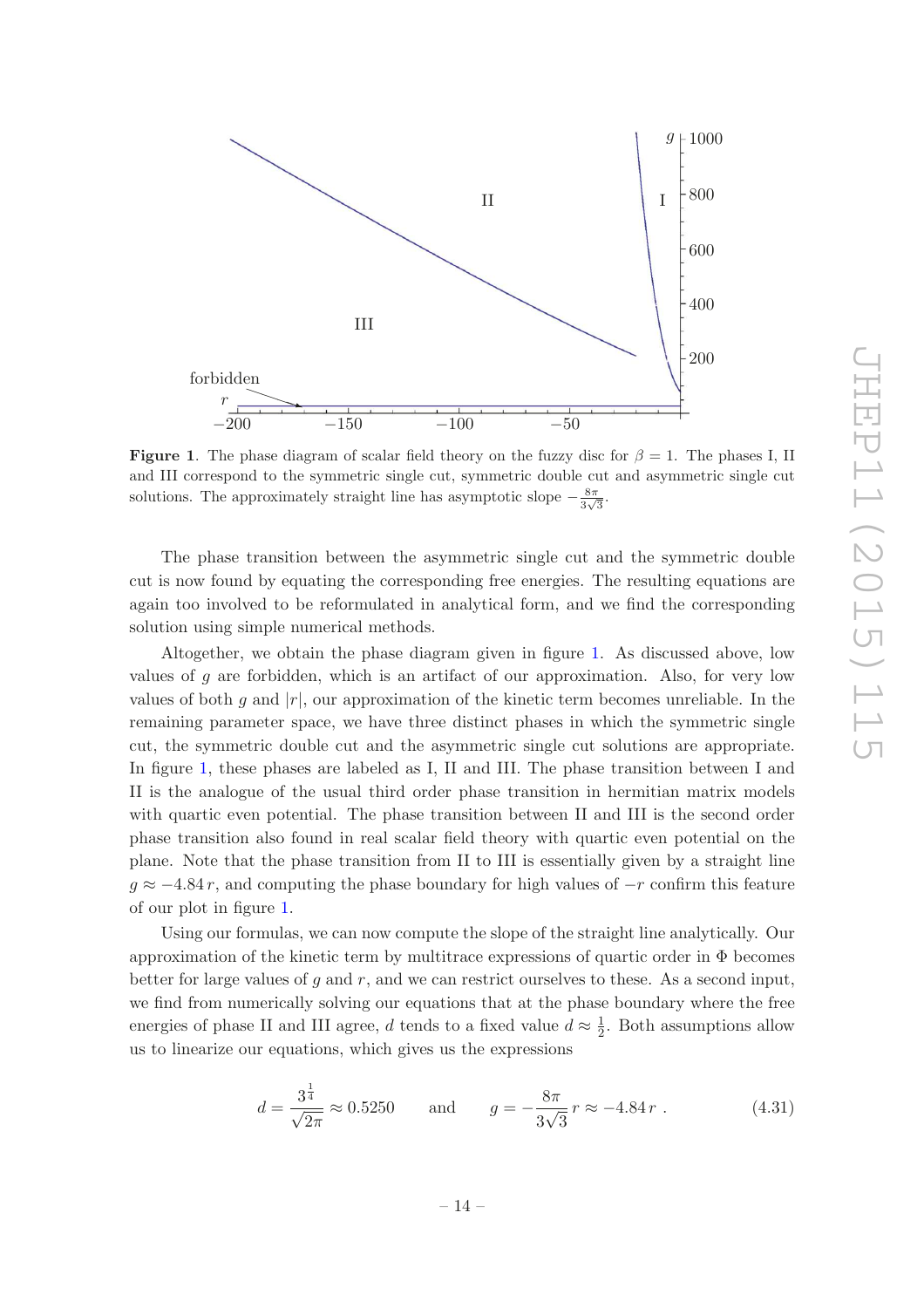g
1000
800
600
400
200
II
I
III
forbidden
r
−200
−150
−100
−50

**Figure 1**. The phase diagram of scalar field theory on the fuzzy disc for $\beta = 1$. The phases I, II and III correspond to the symmetric single cut, symmetric double cut and asymmetric single cut solutions. The approximately straight line has asymptotic slope $-\frac{8\pi}{3\sqrt{3}}$.

The phase transition between the asymmetric single cut and the symmetric double cut is now found by equating the corresponding free energies. The resulting equations are again too involved to be reformulated in analytical form, and we find the corresponding solution using simple numerical methods.

Altogether, we obtain the phase diagram given in figure 1. As discussed above, low values of $g$ are forbidden, which is an artifact of our approximation. Also, for very low values of both $g$ and $|r|$, our approximation of the kinetic term becomes unreliable. In the remaining parameter space, we have three distinct phases in which the symmetric single cut, the symmetric double cut and the asymmetric single cut solutions are appropriate. In figure 1, these phases are labeled as I, II and III. The phase transition between I and II is the analogue of the usual third order phase transition in hermitian matrix models with quartic even potential. The phase transition between II and III is the second order phase transition also found in real scalar field theory with quartic even potential on the plane. Note that the phase transition from II to III is essentially given by a straight line $g \approx -4.84\, r$, and computing the phase boundary for high values of $-r$ confirm this feature of our plot in figure 1.

Using our formulas, we can now compute the slope of the straight line analytically. Our approximation of the kinetic term by multitrace expressions of quartic order in $\Phi$ becomes better for large values of $g$ and $r$, and we can restrict ourselves to these. As a second input, we find from numerically solving our equations that at the phase boundary where the free energies of phase II and III agree, $d$ tends to a fixed value $d \approx \frac{1}{2}$. Both assumptions allow us to linearize our equations, which gives us the expressions

$$d = \frac{3^{\frac{1}{4}}}{\sqrt{2\pi}} \approx 0.5250 \qquad \text{and} \qquad g = -\frac{8\pi}{3\sqrt{3}}\, r \approx -4.84\, r\ . \tag{4.31}$$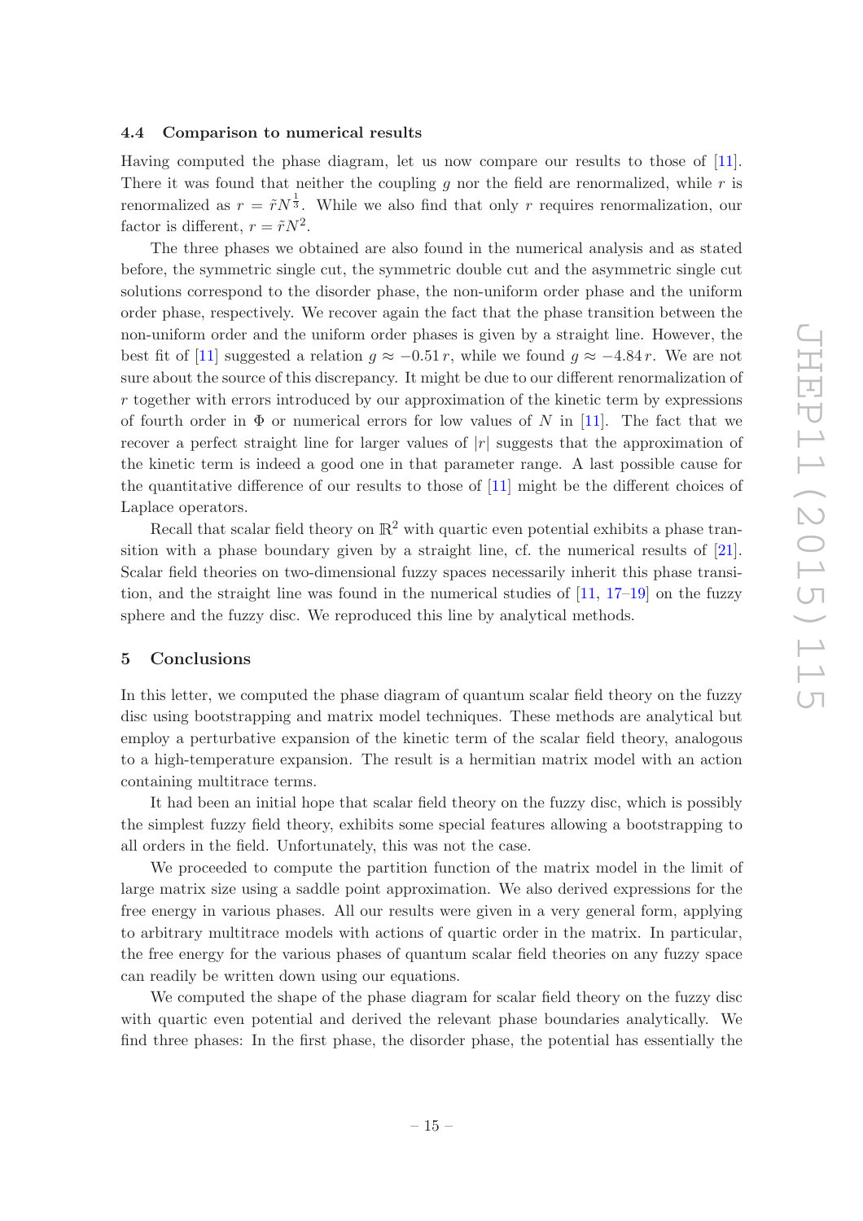### 4.4 Comparison to numerical results

Having computed the phase diagram, let us now compare our results to those of [11]. There it was found that neither the coupling $g$ nor the field are renormalized, while $r$ is renormalized as $r = \tilde{r}N^{\frac{1}{3}}$. While we also find that only $r$ requires renormalization, our factor is different, $r = \tilde{r}N^2$.

The three phases we obtained are also found in the numerical analysis and as stated before, the symmetric single cut, the symmetric double cut and the asymmetric single cut solutions correspond to the disorder phase, the non-uniform order phase and the uniform order phase, respectively. We recover again the fact that the phase transition between the non-uniform order and the uniform order phases is given by a straight line. However, the best fit of [11] suggested a relation $g \approx -0.51\,r$, while we found $g \approx -4.84\,r$. We are not sure about the source of this discrepancy. It might be due to our different renormalization of $r$ together with errors introduced by our approximation of the kinetic term by expressions of fourth order in $\Phi$ or numerical errors for low values of $N$ in [11]. The fact that we recover a perfect straight line for larger values of $|r|$ suggests that the approximation of the kinetic term is indeed a good one in that parameter range. A last possible cause for the quantitative difference of our results to those of [11] might be the different choices of Laplace operators.

Recall that scalar field theory on $\mathbb{R}^2$ with quartic even potential exhibits a phase transition with a phase boundary given by a straight line, cf. the numerical results of [21]. Scalar field theories on two-dimensional fuzzy spaces necessarily inherit this phase transition, and the straight line was found in the numerical studies of [11, 17–19] on the fuzzy sphere and the fuzzy disc. We reproduced this line by analytical methods.

## 5 Conclusions

In this letter, we computed the phase diagram of quantum scalar field theory on the fuzzy disc using bootstrapping and matrix model techniques. These methods are analytical but employ a perturbative expansion of the kinetic term of the scalar field theory, analogous to a high-temperature expansion. The result is a hermitian matrix model with an action containing multitrace terms.

It had been an initial hope that scalar field theory on the fuzzy disc, which is possibly the simplest fuzzy field theory, exhibits some special features allowing a bootstrapping to all orders in the field. Unfortunately, this was not the case.

We proceeded to compute the partition function of the matrix model in the limit of large matrix size using a saddle point approximation. We also derived expressions for the free energy in various phases. All our results were given in a very general form, applying to arbitrary multitrace models with actions of quartic order in the matrix. In particular, the free energy for the various phases of quantum scalar field theories on any fuzzy space can readily be written down using our equations.

We computed the shape of the phase diagram for scalar field theory on the fuzzy disc with quartic even potential and derived the relevant phase boundaries analytically. We find three phases: In the first phase, the disorder phase, the potential has essentially the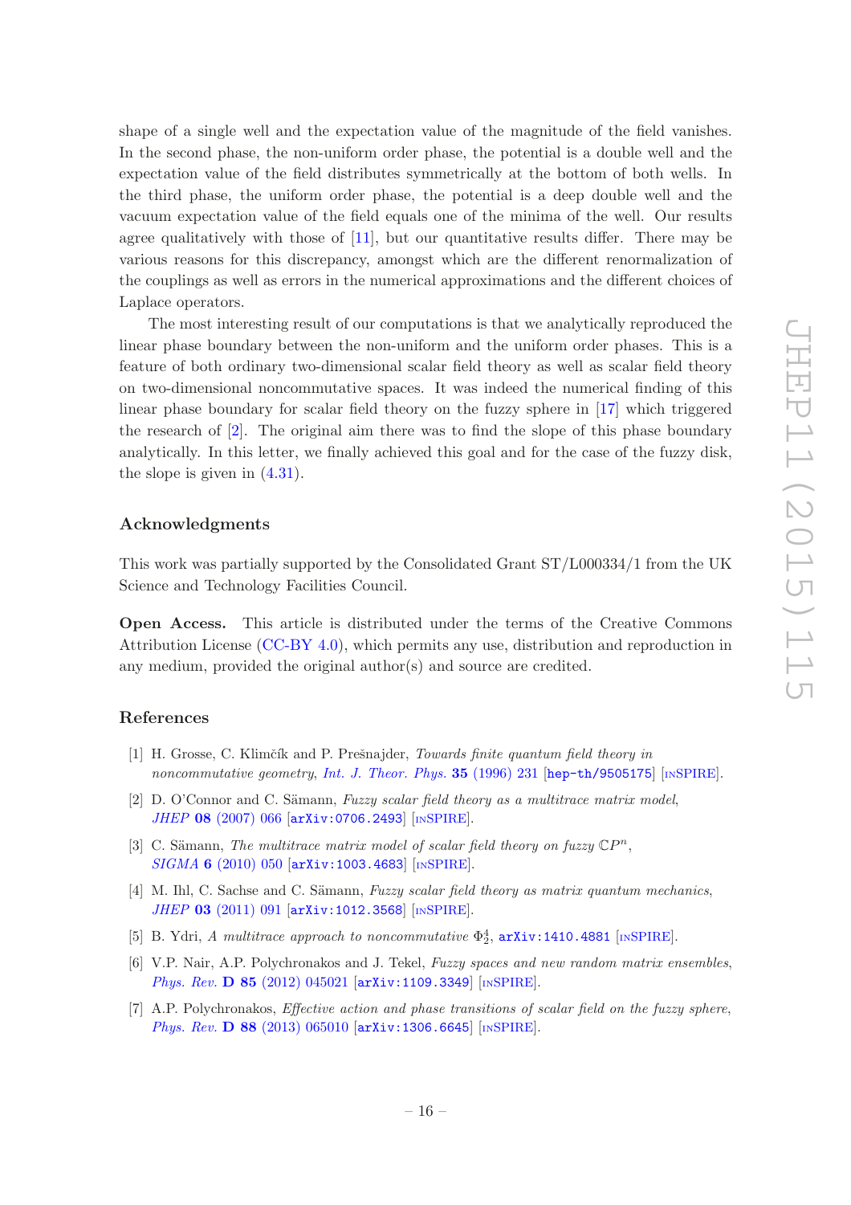shape of a single well and the expectation value of the magnitude of the field vanishes. In the second phase, the non-uniform order phase, the potential is a double well and the expectation value of the field distributes symmetrically at the bottom of both wells. In the third phase, the uniform order phase, the potential is a deep double well and the vacuum expectation value of the field equals one of the minima of the well. Our results agree qualitatively with those of [11], but our quantitative results differ. There may be various reasons for this discrepancy, amongst which are the different renormalization of the couplings as well as errors in the numerical approximations and the different choices of Laplace operators.

The most interesting result of our computations is that we analytically reproduced the linear phase boundary between the non-uniform and the uniform order phases. This is a feature of both ordinary two-dimensional scalar field theory as well as scalar field theory on two-dimensional noncommutative spaces. It was indeed the numerical finding of this linear phase boundary for scalar field theory on the fuzzy sphere in [17] which triggered the research of [2]. The original aim there was to find the slope of this phase boundary analytically. In this letter, we finally achieved this goal and for the case of the fuzzy disk, the slope is given in (4.31).

## Acknowledgments

This work was partially supported by the Consolidated Grant ST/L000334/1 from the UK Science and Technology Facilities Council.

**Open Access.** This article is distributed under the terms of the Creative Commons Attribution License (CC-BY 4.0), which permits any use, distribution and reproduction in any medium, provided the original author(s) and source are credited.

## References

[1] H. Grosse, C. Klimčík and P. Prešnajder, *Towards finite quantum field theory in noncommutative geometry*, *Int. J. Theor. Phys.* **35** (1996) 231 [hep-th/9505175] [INSPIRE].

[2] D. O'Connor and C. Sämann, *Fuzzy scalar field theory as a multitrace matrix model*, *JHEP* **08** (2007) 066 [arXiv:0706.2493] [INSPIRE].

[3] C. Sämann, *The multitrace matrix model of scalar field theory on fuzzy* $\mathbb{C}P^n$, *SIGMA* **6** (2010) 050 [arXiv:1003.4683] [INSPIRE].

[4] M. Ihl, C. Sachse and C. Sämann, *Fuzzy scalar field theory as matrix quantum mechanics*, *JHEP* **03** (2011) 091 [arXiv:1012.3568] [INSPIRE].

[5] B. Ydri, *A multitrace approach to noncommutative* $\Phi^4_2$, arXiv:1410.4881 [INSPIRE].

[6] V.P. Nair, A.P. Polychronakos and J. Tekel, *Fuzzy spaces and new random matrix ensembles*, *Phys. Rev.* **D 85** (2012) 045021 [arXiv:1109.3349] [INSPIRE].

[7] A.P. Polychronakos, *Effective action and phase transitions of scalar field on the fuzzy sphere*, *Phys. Rev.* **D 88** (2013) 065010 [arXiv:1306.6645] [INSPIRE].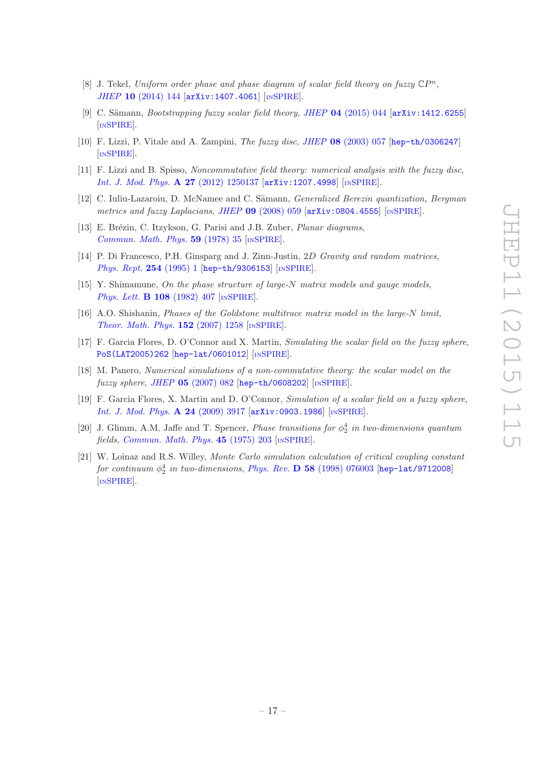[8] J. Tekel, *Uniform order phase and phase diagram of scalar field theory on fuzzy* $\mathbb{C}P^n$, *JHEP* **10** (2014) 144 [arXiv:1407.4061] [INSPIRE].

[9] C. Sämann, *Bootstrapping fuzzy scalar field theory*, *JHEP* **04** (2015) 044 [arXiv:1412.6255] [INSPIRE].

[10] F. Lizzi, P. Vitale and A. Zampini, *The fuzzy disc*, *JHEP* **08** (2003) 057 [hep-th/0306247] [INSPIRE].

[11] F. Lizzi and B. Spisso, *Noncommutative field theory: numerical analysis with the fuzzy disc*, *Int. J. Mod. Phys.* **A 27** (2012) 1250137 [arXiv:1207.4998] [INSPIRE].

[12] C. Iuliu-Lazaroiu, D. McNamee and C. Sämann, *Generalized Berezin quantization, Bergman metrics and fuzzy Laplacians*, *JHEP* **09** (2008) 059 [arXiv:0804.4555] [INSPIRE].

[13] E. Brézin, C. Itzykson, G. Parisi and J.B. Zuber, *Planar diagrams*, *Commun. Math. Phys.* **59** (1978) 35 [INSPIRE].

[14] P. Di Francesco, P.H. Ginsparg and J. Zinn-Justin, *2D Gravity and random matrices*, *Phys. Rept.* **254** (1995) 1 [hep-th/9306153] [INSPIRE].

[15] Y. Shimamune, *On the phase structure of large-N matrix models and gauge models*, *Phys. Lett.* **B 108** (1982) 407 [INSPIRE].

[16] A.O. Shishanin, *Phases of the Goldstone multitrace matrix model in the large-N limit*, *Theor. Math. Phys.* **152** (2007) 1258 [INSPIRE].

[17] F. Garcia Flores, D. O'Connor and X. Martin, *Simulating the scalar field on the fuzzy sphere*, PoS(LAT2005)262 [hep-lat/0601012] [INSPIRE].

[18] M. Panero, *Numerical simulations of a non-commutative theory: the scalar model on the fuzzy sphere*, *JHEP* **05** (2007) 082 [hep-th/0608202] [INSPIRE].

[19] F. Garcia Flores, X. Martin and D. O'Connor, *Simulation of a scalar field on a fuzzy sphere*, *Int. J. Mod. Phys.* **A 24** (2009) 3917 [arXiv:0903.1986] [INSPIRE].

[20] J. Glimm, A.M. Jaffe and T. Spencer, *Phase transitions for* $\phi_2^4$ *in two-dimensions quantum fields*, *Commun. Math. Phys.* **45** (1975) 203 [INSPIRE].

[21] W. Loinaz and R.S. Willey, *Monte Carlo simulation calculation of critical coupling constant for continuum* $\phi_2^4$ *in two-dimensions*, *Phys. Rev.* **D 58** (1998) 076003 [hep-lat/9712008] [INSPIRE].